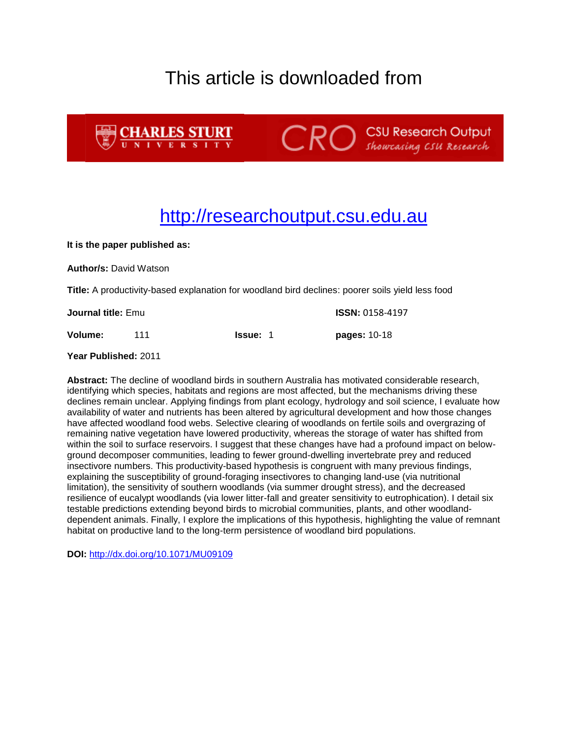# This article is downloaded from

CHARLES STURT UNIVERSITY — CRO CSU Research Output *Showcasing CSU Research*

## http://researchoutput.csu.edu.au

**It is the paper published as:**

**Author/s:** David Watson

**Title:** A productivity-based explanation for woodland bird declines: poorer soils yield less food

**Journal title:** Emu **ISSN:** 0158-4197

**Volume:** 111 **Issue:** 1 **pages:** 10-18

**Year Published:** 2011

**Abstract:** The decline of woodland birds in southern Australia has motivated considerable research, identifying which species, habitats and regions are most affected, but the mechanisms driving these declines remain unclear. Applying findings from plant ecology, hydrology and soil science, I evaluate how availability of water and nutrients has been altered by agricultural development and how those changes have affected woodland food webs. Selective clearing of woodlands on fertile soils and overgrazing of remaining native vegetation have lowered productivity, whereas the storage of water has shifted from within the soil to surface reservoirs. I suggest that these changes have had a profound impact on below-ground decomposer communities, leading to fewer ground-dwelling invertebrate prey and reduced insectivore numbers. This productivity-based hypothesis is congruent with many previous findings, explaining the susceptibility of ground-foraging insectivores to changing land-use (via nutritional limitation), the sensitivity of southern woodlands (via summer drought stress), and the decreased resilience of eucalypt woodlands (via lower litter-fall and greater sensitivity to eutrophication). I detail six testable predictions extending beyond birds to microbial communities, plants, and other woodland-dependent animals. Finally, I explore the implications of this hypothesis, highlighting the value of remnant habitat on productive land to the long-term persistence of woodland bird populations.

**DOI:** http://dx.doi.org/10.1071/MU09109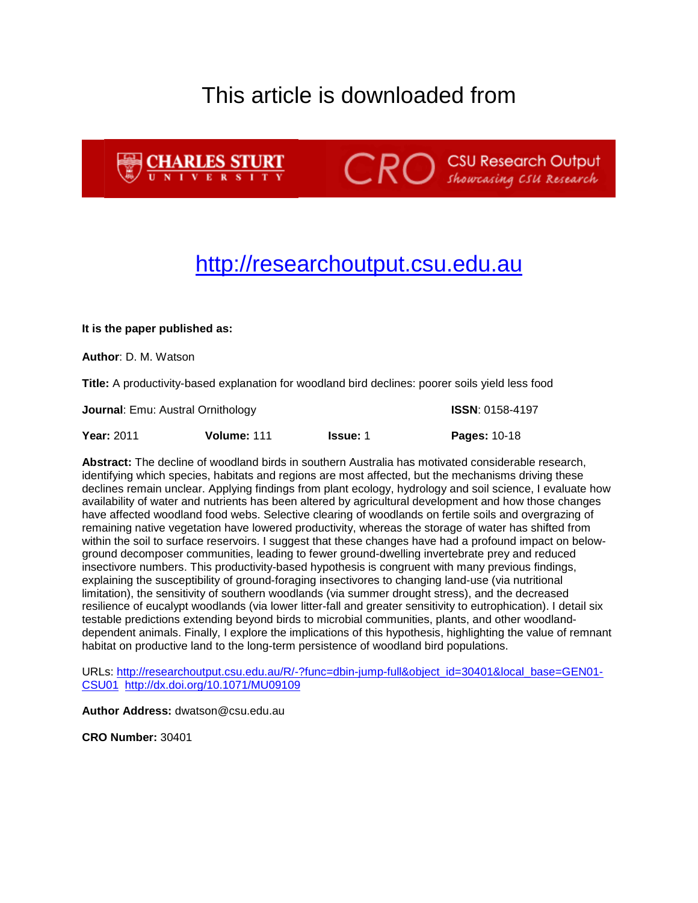# This article is downloaded from

CHARLES STURT UNIVERSITY

CRO CSU Research Output *Showcasing CSU Research*

http://researchoutput.csu.edu.au

**It is the paper published as:**

**Author**: D. M. Watson

**Title:** A productivity-based explanation for woodland bird declines: poorer soils yield less food

**Journal**: Emu: Austral Ornithology **ISSN**: 0158-4197

**Year:** 2011 **Volume:** 111 **Issue:** 1 **Pages:** 10-18

**Abstract:** The decline of woodland birds in southern Australia has motivated considerable research, identifying which species, habitats and regions are most affected, but the mechanisms driving these declines remain unclear. Applying findings from plant ecology, hydrology and soil science, I evaluate how availability of water and nutrients has been altered by agricultural development and how those changes have affected woodland food webs. Selective clearing of woodlands on fertile soils and overgrazing of remaining native vegetation have lowered productivity, whereas the storage of water has shifted from within the soil to surface reservoirs. I suggest that these changes have had a profound impact on below-ground decomposer communities, leading to fewer ground-dwelling invertebrate prey and reduced insectivore numbers. This productivity-based hypothesis is congruent with many previous findings, explaining the susceptibility of ground-foraging insectivores to changing land-use (via nutritional limitation), the sensitivity of southern woodlands (via summer drought stress), and the decreased resilience of eucalypt woodlands (via lower litter-fall and greater sensitivity to eutrophication). I detail six testable predictions extending beyond birds to microbial communities, plants, and other woodland-dependent animals. Finally, I explore the implications of this hypothesis, highlighting the value of remnant habitat on productive land to the long-term persistence of woodland bird populations.

URLs: http://researchoutput.csu.edu.au/R/-?func=dbin-jump-full&object_id=30401&local_base=GEN01-CSU01 http://dx.doi.org/10.1071/MU09109

**Author Address:** dwatson@csu.edu.au

**CRO Number:** 30401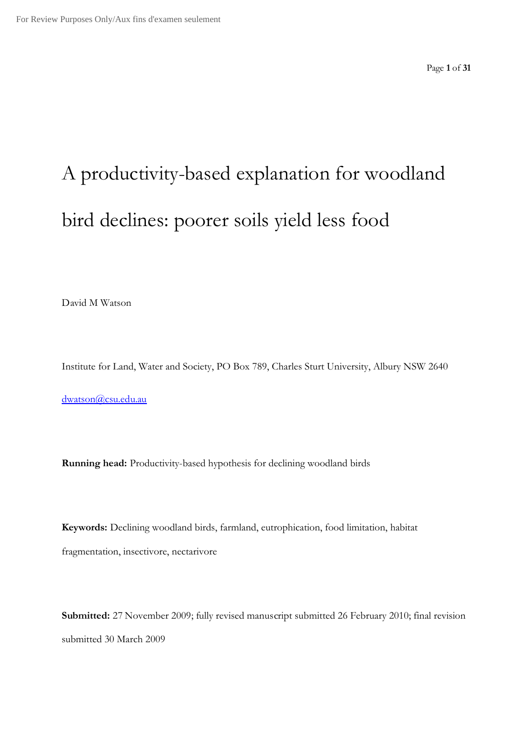# A productivity-based explanation for woodland bird declines: poorer soils yield less food

David M Watson

Institute for Land, Water and Society, PO Box 789, Charles Sturt University, Albury NSW 2640

dwatson@csu.edu.au

**Running head:** Productivity-based hypothesis for declining woodland birds

**Keywords:** Declining woodland birds, farmland, eutrophication, food limitation, habitat fragmentation, insectivore, nectarivore

**Submitted:** 27 November 2009; fully revised manuscript submitted 26 February 2010; final revision submitted 30 March 2009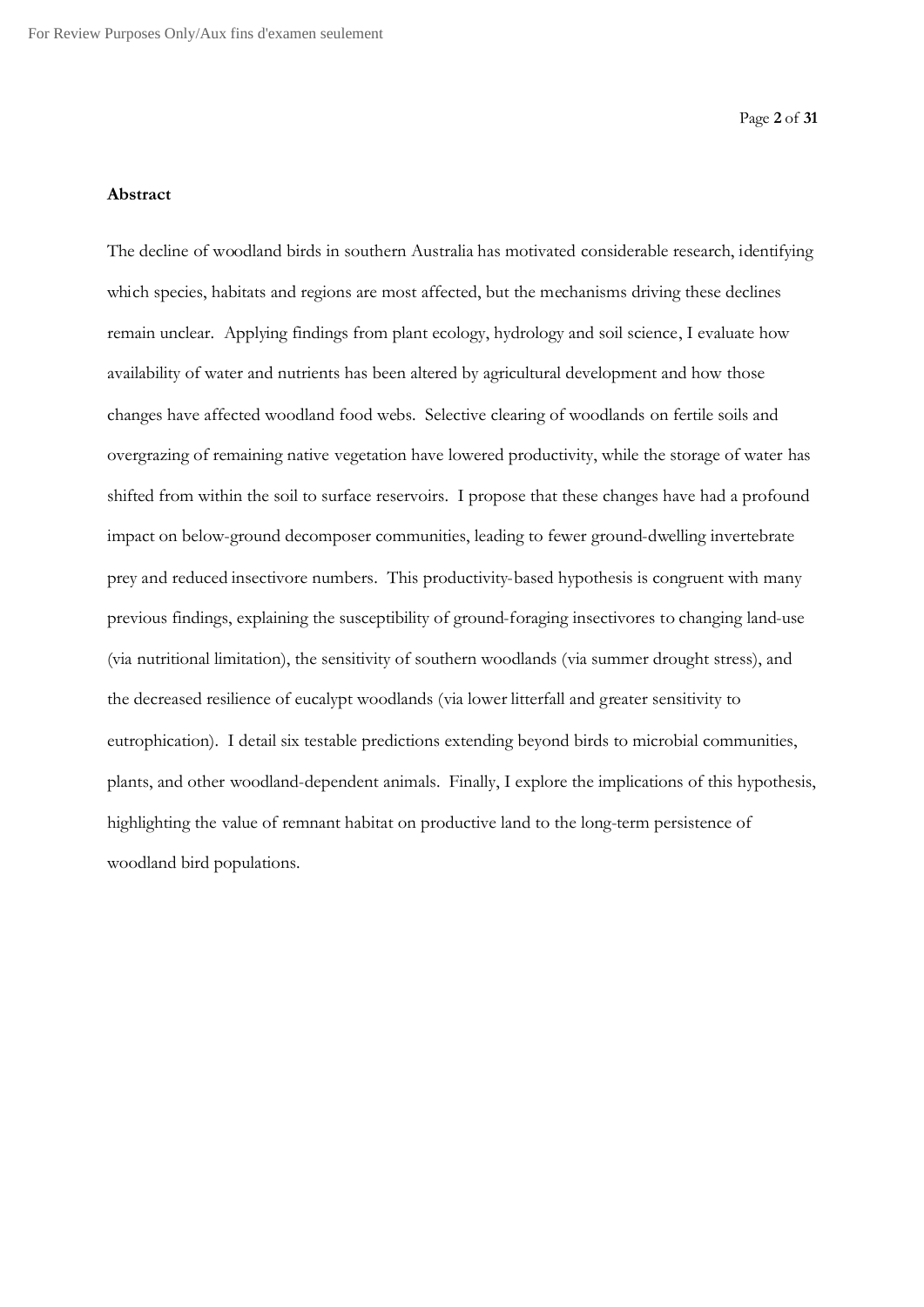**Abstract**

The decline of woodland birds in southern Australia has motivated considerable research, identifying which species, habitats and regions are most affected, but the mechanisms driving these declines remain unclear. Applying findings from plant ecology, hydrology and soil science, I evaluate how availability of water and nutrients has been altered by agricultural development and how those changes have affected woodland food webs. Selective clearing of woodlands on fertile soils and overgrazing of remaining native vegetation have lowered productivity, while the storage of water has shifted from within the soil to surface reservoirs. I propose that these changes have had a profound impact on below-ground decomposer communities, leading to fewer ground-dwelling invertebrate prey and reduced insectivore numbers. This productivity-based hypothesis is congruent with many previous findings, explaining the susceptibility of ground-foraging insectivores to changing land-use (via nutritional limitation), the sensitivity of southern woodlands (via summer drought stress), and the decreased resilience of eucalypt woodlands (via lower litterfall and greater sensitivity to eutrophication). I detail six testable predictions extending beyond birds to microbial communities, plants, and other woodland-dependent animals. Finally, I explore the implications of this hypothesis, highlighting the value of remnant habitat on productive land to the long-term persistence of woodland bird populations.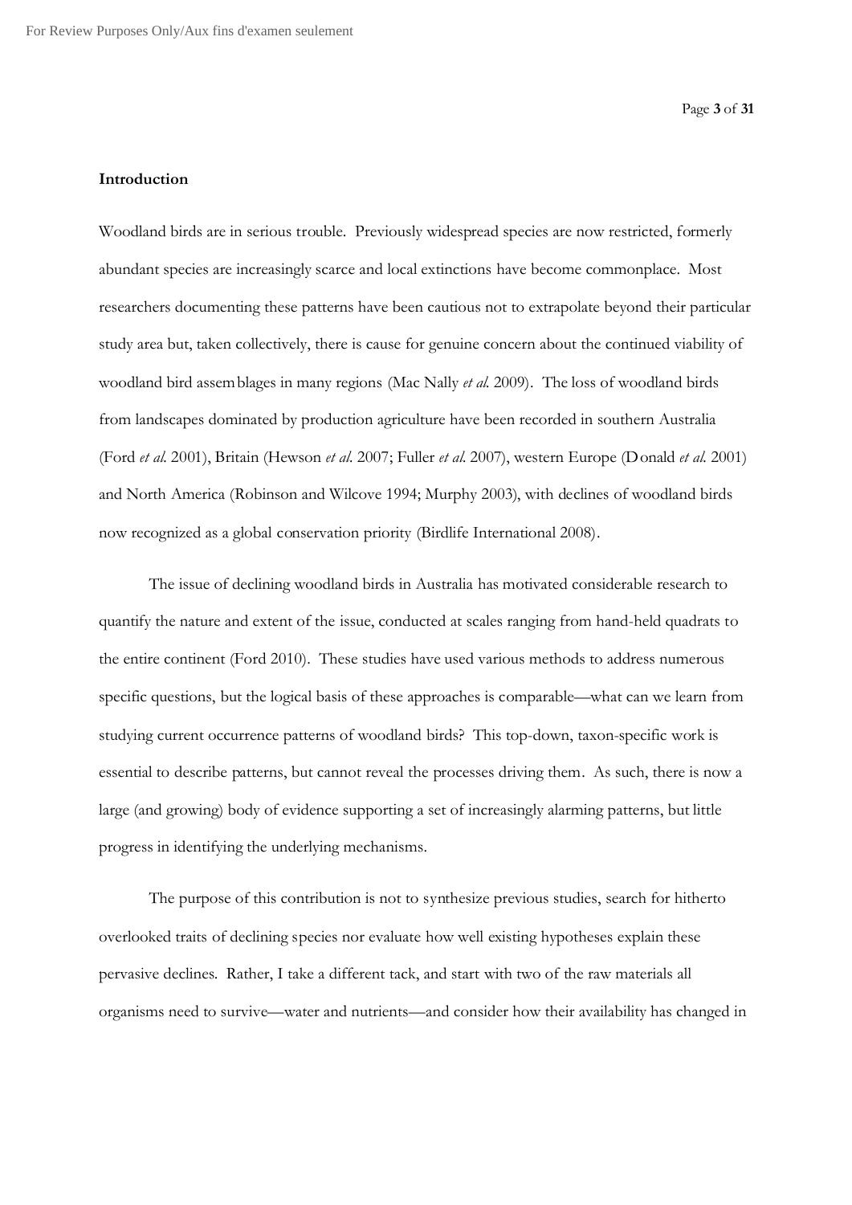## Introduction

Woodland birds are in serious trouble. Previously widespread species are now restricted, formerly abundant species are increasingly scarce and local extinctions have become commonplace. Most researchers documenting these patterns have been cautious not to extrapolate beyond their particular study area but, taken collectively, there is cause for genuine concern about the continued viability of woodland bird assemblages in many regions (Mac Nally *et al.* 2009). The loss of woodland birds from landscapes dominated by production agriculture have been recorded in southern Australia (Ford *et al.* 2001), Britain (Hewson *et al.* 2007; Fuller *et al.* 2007), western Europe (Donald *et al.* 2001) and North America (Robinson and Wilcove 1994; Murphy 2003), with declines of woodland birds now recognized as a global conservation priority (Birdlife International 2008).

The issue of declining woodland birds in Australia has motivated considerable research to quantify the nature and extent of the issue, conducted at scales ranging from hand-held quadrats to the entire continent (Ford 2010). These studies have used various methods to address numerous specific questions, but the logical basis of these approaches is comparable—what can we learn from studying current occurrence patterns of woodland birds? This top-down, taxon-specific work is essential to describe patterns, but cannot reveal the processes driving them. As such, there is now a large (and growing) body of evidence supporting a set of increasingly alarming patterns, but little progress in identifying the underlying mechanisms.

The purpose of this contribution is not to synthesize previous studies, search for hitherto overlooked traits of declining species nor evaluate how well existing hypotheses explain these pervasive declines. Rather, I take a different tack, and start with two of the raw materials all organisms need to survive—water and nutrients—and consider how their availability has changed in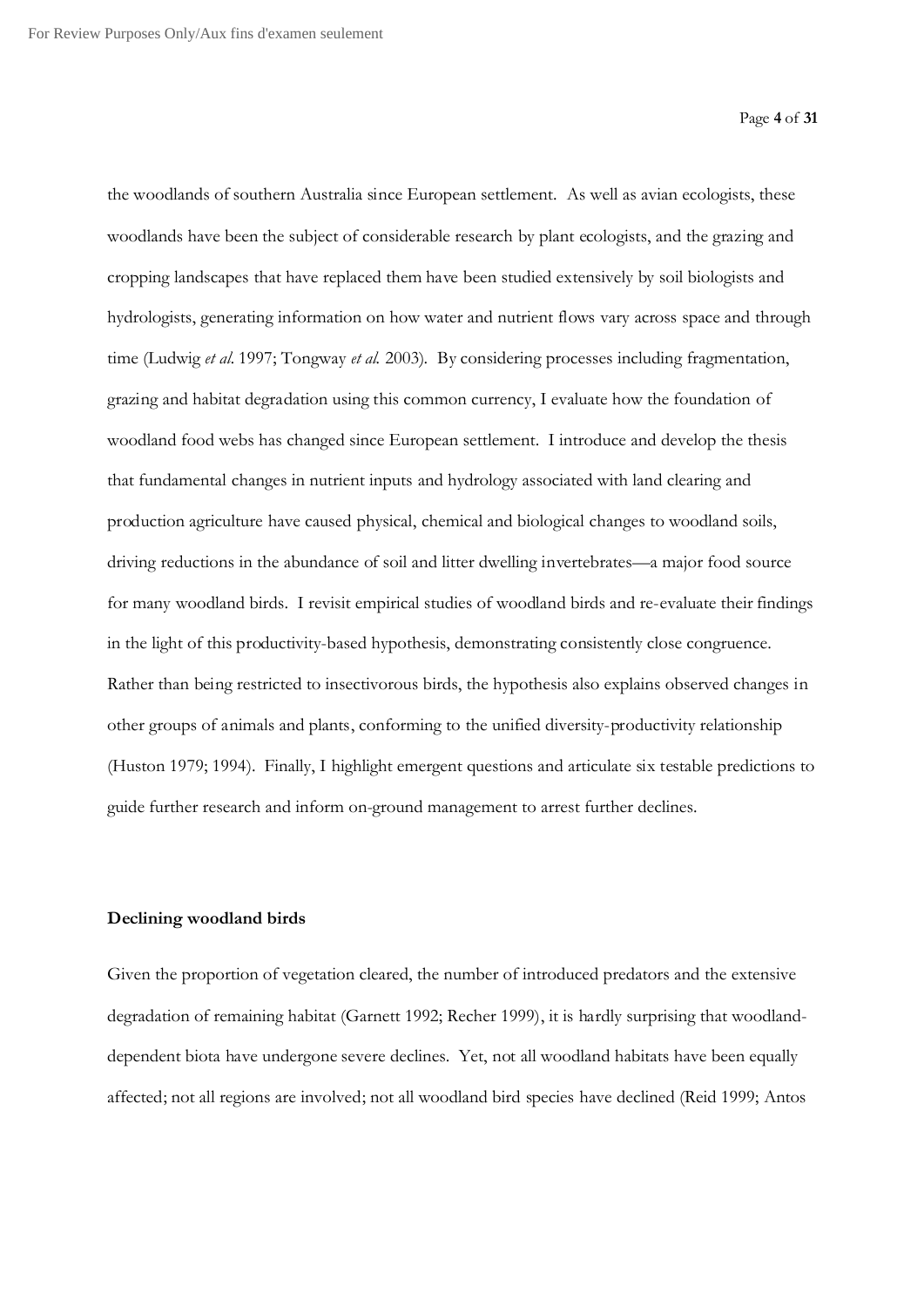the woodlands of southern Australia since European settlement. As well as avian ecologists, these woodlands have been the subject of considerable research by plant ecologists, and the grazing and cropping landscapes that have replaced them have been studied extensively by soil biologists and hydrologists, generating information on how water and nutrient flows vary across space and through time (Ludwig *et al.* 1997; Tongway *et al.* 2003). By considering processes including fragmentation, grazing and habitat degradation using this common currency, I evaluate how the foundation of woodland food webs has changed since European settlement. I introduce and develop the thesis that fundamental changes in nutrient inputs and hydrology associated with land clearing and production agriculture have caused physical, chemical and biological changes to woodland soils, driving reductions in the abundance of soil and litter dwelling invertebrates—a major food source for many woodland birds. I revisit empirical studies of woodland birds and re-evaluate their findings in the light of this productivity-based hypothesis, demonstrating consistently close congruence. Rather than being restricted to insectivorous birds, the hypothesis also explains observed changes in other groups of animals and plants, conforming to the unified diversity-productivity relationship (Huston 1979; 1994). Finally, I highlight emergent questions and articulate six testable predictions to guide further research and inform on-ground management to arrest further declines.

## Declining woodland birds

Given the proportion of vegetation cleared, the number of introduced predators and the extensive degradation of remaining habitat (Garnett 1992; Recher 1999), it is hardly surprising that woodland-dependent biota have undergone severe declines. Yet, not all woodland habitats have been equally affected; not all regions are involved; not all woodland bird species have declined (Reid 1999; Antos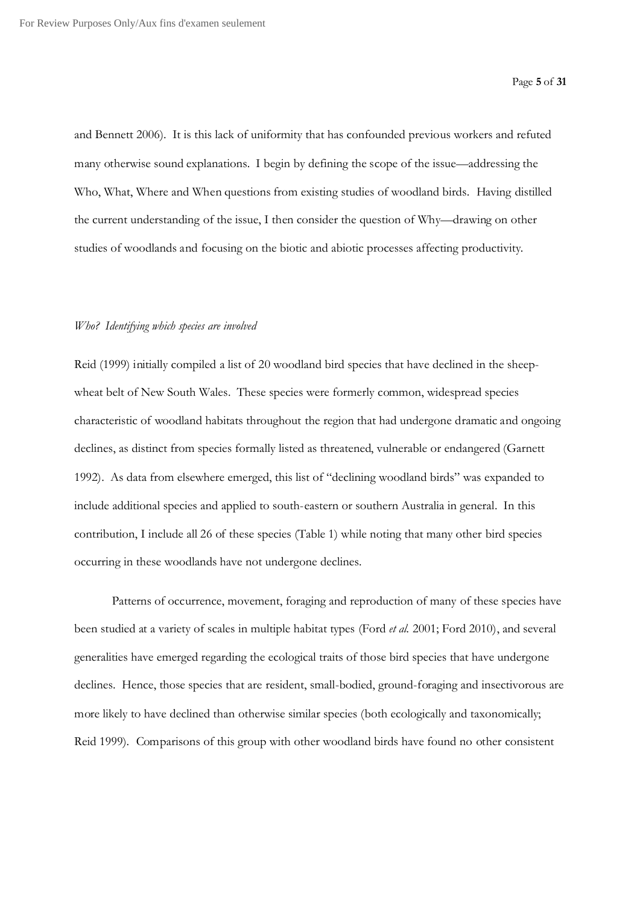and Bennett 2006). It is this lack of uniformity that has confounded previous workers and refuted many otherwise sound explanations. I begin by defining the scope of the issue—addressing the Who, What, Where and When questions from existing studies of woodland birds. Having distilled the current understanding of the issue, I then consider the question of Why—drawing on other studies of woodlands and focusing on the biotic and abiotic processes affecting productivity.

*Who? Identifying which species are involved*

Reid (1999) initially compiled a list of 20 woodland bird species that have declined in the sheep-wheat belt of New South Wales. These species were formerly common, widespread species characteristic of woodland habitats throughout the region that had undergone dramatic and ongoing declines, as distinct from species formally listed as threatened, vulnerable or endangered (Garnett 1992). As data from elsewhere emerged, this list of "declining woodland birds" was expanded to include additional species and applied to south-eastern or southern Australia in general. In this contribution, I include all 26 of these species (Table 1) while noting that many other bird species occurring in these woodlands have not undergone declines.

Patterns of occurrence, movement, foraging and reproduction of many of these species have been studied at a variety of scales in multiple habitat types (Ford *et al.* 2001; Ford 2010), and several generalities have emerged regarding the ecological traits of those bird species that have undergone declines. Hence, those species that are resident, small-bodied, ground-foraging and insectivorous are more likely to have declined than otherwise similar species (both ecologically and taxonomically; Reid 1999). Comparisons of this group with other woodland birds have found no other consistent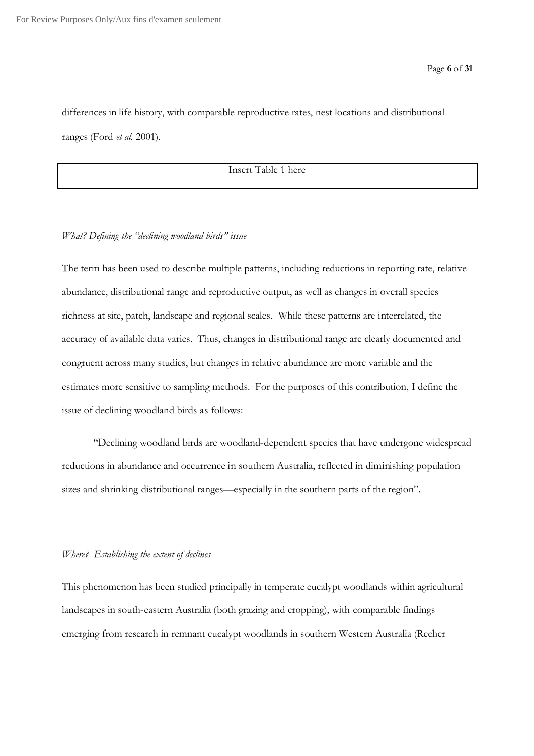differences in life history, with comparable reproductive rates, nest locations and distributional ranges (Ford *et al.* 2001).

Insert Table 1 here

*What? Defining the "declining woodland birds" issue*

The term has been used to describe multiple patterns, including reductions in reporting rate, relative abundance, distributional range and reproductive output, as well as changes in overall species richness at site, patch, landscape and regional scales. While these patterns are interrelated, the accuracy of available data varies. Thus, changes in distributional range are clearly documented and congruent across many studies, but changes in relative abundance are more variable and the estimates more sensitive to sampling methods. For the purposes of this contribution, I define the issue of declining woodland birds as follows:

"Declining woodland birds are woodland-dependent species that have undergone widespread reductions in abundance and occurrence in southern Australia, reflected in diminishing population sizes and shrinking distributional ranges—especially in the southern parts of the region".

*Where? Establishing the extent of declines*

This phenomenon has been studied principally in temperate eucalypt woodlands within agricultural landscapes in south-eastern Australia (both grazing and cropping), with comparable findings emerging from research in remnant eucalypt woodlands in southern Western Australia (Recher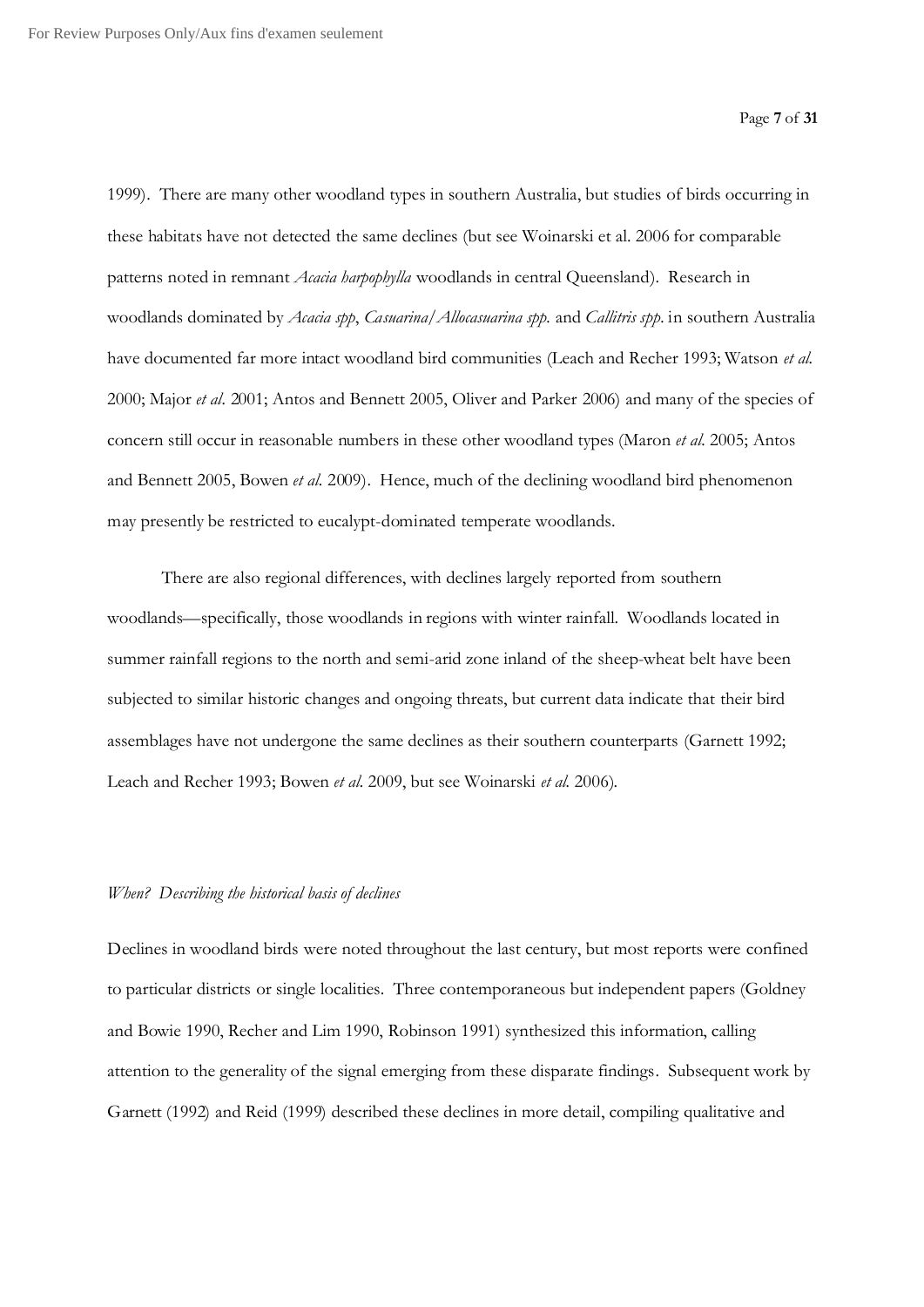1999). There are many other woodland types in southern Australia, but studies of birds occurring in these habitats have not detected the same declines (but see Woinarski et al. 2006 for comparable patterns noted in remnant *Acacia harpophylla* woodlands in central Queensland). Research in woodlands dominated by *Acacia spp*, *Casuarina/Allocasuarina spp.* and *Callitris spp.* in southern Australia have documented far more intact woodland bird communities (Leach and Recher 1993; Watson *et al.* 2000; Major *et al.* 2001; Antos and Bennett 2005, Oliver and Parker 2006) and many of the species of concern still occur in reasonable numbers in these other woodland types (Maron *et al.* 2005; Antos and Bennett 2005, Bowen *et al.* 2009). Hence, much of the declining woodland bird phenomenon may presently be restricted to eucalypt-dominated temperate woodlands.

There are also regional differences, with declines largely reported from southern woodlands—specifically, those woodlands in regions with winter rainfall. Woodlands located in summer rainfall regions to the north and semi-arid zone inland of the sheep-wheat belt have been subjected to similar historic changes and ongoing threats, but current data indicate that their bird assemblages have not undergone the same declines as their southern counterparts (Garnett 1992; Leach and Recher 1993; Bowen *et al.* 2009, but see Woinarski *et al.* 2006).

*When? Describing the historical basis of declines*

Declines in woodland birds were noted throughout the last century, but most reports were confined to particular districts or single localities. Three contemporaneous but independent papers (Goldney and Bowie 1990, Recher and Lim 1990, Robinson 1991) synthesized this information, calling attention to the generality of the signal emerging from these disparate findings. Subsequent work by Garnett (1992) and Reid (1999) described these declines in more detail, compiling qualitative and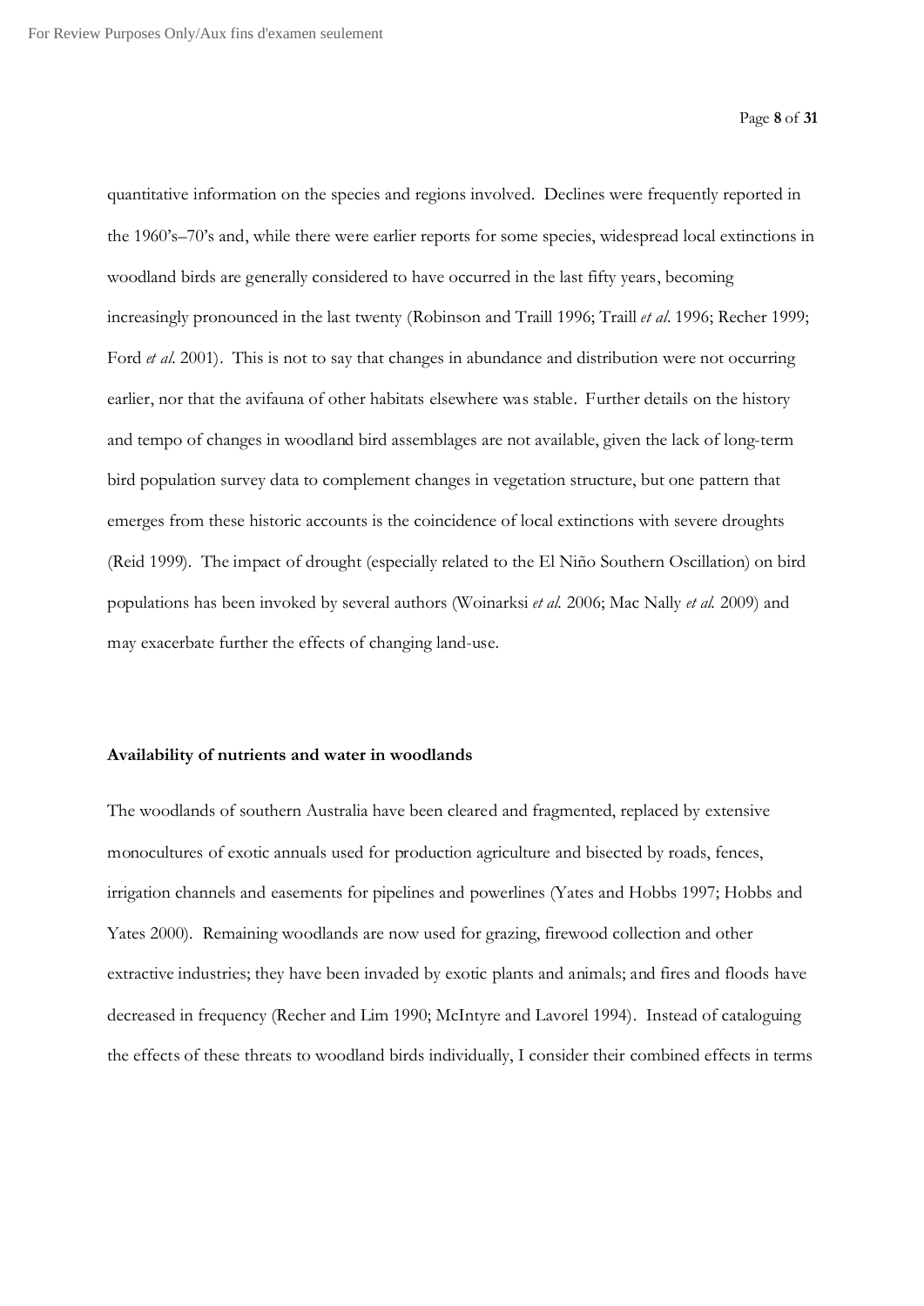quantitative information on the species and regions involved. Declines were frequently reported in the 1960's–70's and, while there were earlier reports for some species, widespread local extinctions in woodland birds are generally considered to have occurred in the last fifty years, becoming increasingly pronounced in the last twenty (Robinson and Traill 1996; Traill *et al.* 1996; Recher 1999; Ford *et al.* 2001). This is not to say that changes in abundance and distribution were not occurring earlier, nor that the avifauna of other habitats elsewhere was stable. Further details on the history and tempo of changes in woodland bird assemblages are not available, given the lack of long-term bird population survey data to complement changes in vegetation structure, but one pattern that emerges from these historic accounts is the coincidence of local extinctions with severe droughts (Reid 1999). The impact of drought (especially related to the El Niño Southern Oscillation) on bird populations has been invoked by several authors (Woinarksi *et al.* 2006; Mac Nally *et al.* 2009) and may exacerbate further the effects of changing land-use.

**Availability of nutrients and water in woodlands**

The woodlands of southern Australia have been cleared and fragmented, replaced by extensive monocultures of exotic annuals used for production agriculture and bisected by roads, fences, irrigation channels and easements for pipelines and powerlines (Yates and Hobbs 1997; Hobbs and Yates 2000). Remaining woodlands are now used for grazing, firewood collection and other extractive industries; they have been invaded by exotic plants and animals; and fires and floods have decreased in frequency (Recher and Lim 1990; McIntyre and Lavorel 1994). Instead of cataloguing the effects of these threats to woodland birds individually, I consider their combined effects in terms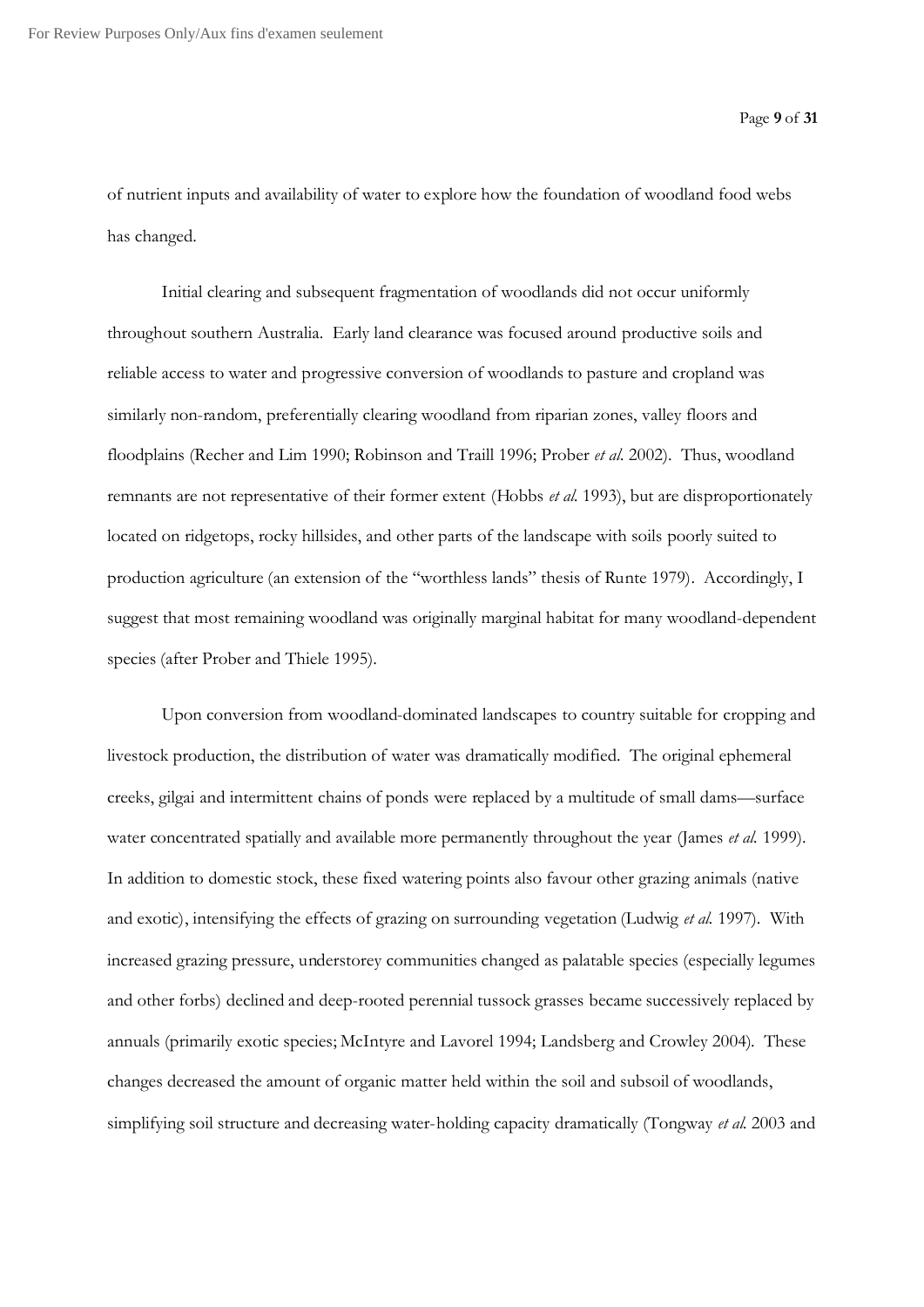of nutrient inputs and availability of water to explore how the foundation of woodland food webs has changed.

Initial clearing and subsequent fragmentation of woodlands did not occur uniformly throughout southern Australia. Early land clearance was focused around productive soils and reliable access to water and progressive conversion of woodlands to pasture and cropland was similarly non-random, preferentially clearing woodland from riparian zones, valley floors and floodplains (Recher and Lim 1990; Robinson and Traill 1996; Prober *et al*. 2002). Thus, woodland remnants are not representative of their former extent (Hobbs *et al.* 1993), but are disproportionately located on ridgetops, rocky hillsides, and other parts of the landscape with soils poorly suited to production agriculture (an extension of the "worthless lands" thesis of Runte 1979). Accordingly, I suggest that most remaining woodland was originally marginal habitat for many woodland-dependent species (after Prober and Thiele 1995).

Upon conversion from woodland-dominated landscapes to country suitable for cropping and livestock production, the distribution of water was dramatically modified. The original ephemeral creeks, gilgai and intermittent chains of ponds were replaced by a multitude of small dams—surface water concentrated spatially and available more permanently throughout the year (James *et al.* 1999). In addition to domestic stock, these fixed watering points also favour other grazing animals (native and exotic), intensifying the effects of grazing on surrounding vegetation (Ludwig *et al.* 1997). With increased grazing pressure, understorey communities changed as palatable species (especially legumes and other forbs) declined and deep-rooted perennial tussock grasses became successively replaced by annuals (primarily exotic species; McIntyre and Lavorel 1994; Landsberg and Crowley 2004). These changes decreased the amount of organic matter held within the soil and subsoil of woodlands, simplifying soil structure and decreasing water-holding capacity dramatically (Tongway *et al.* 2003 and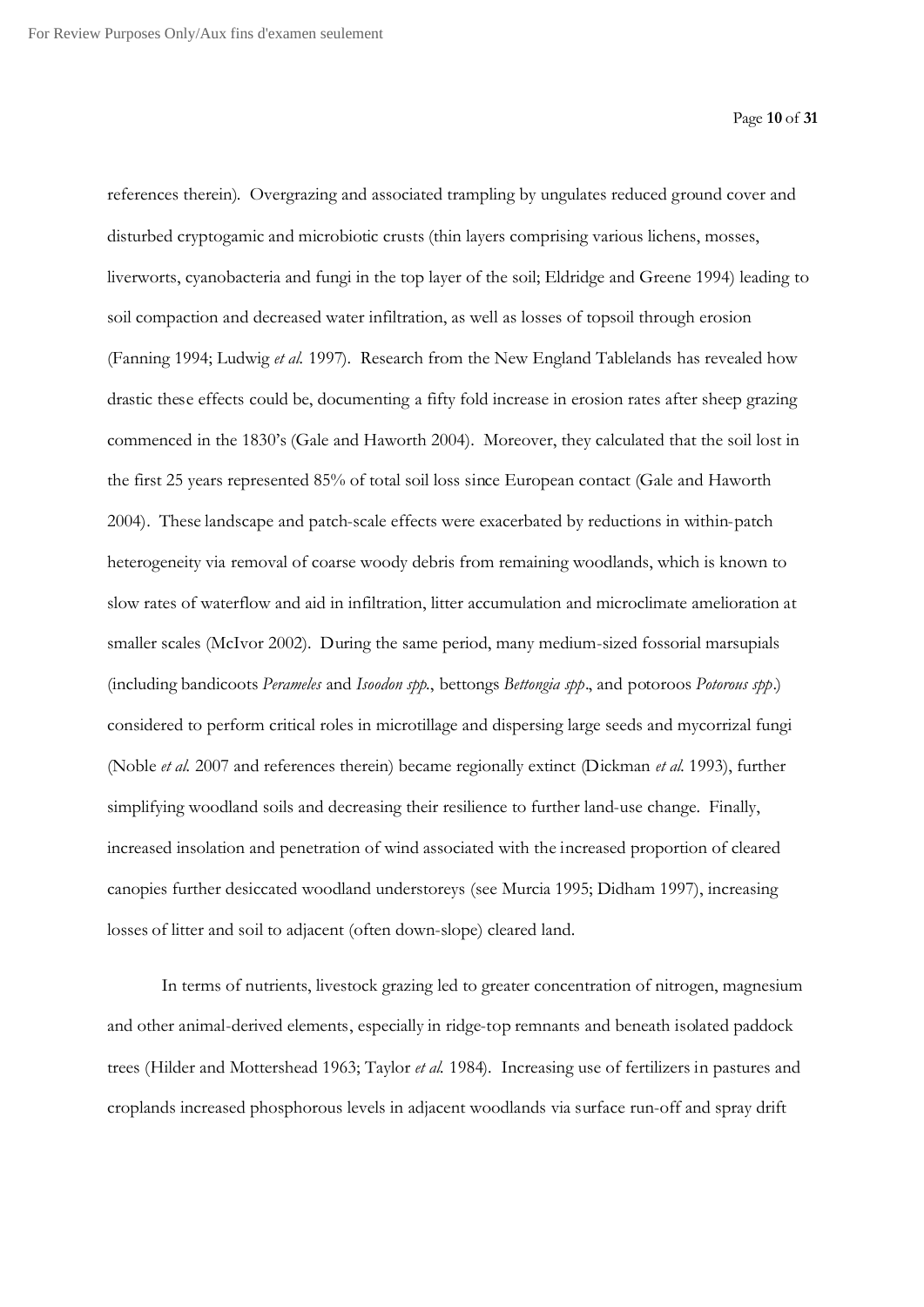references therein). Overgrazing and associated trampling by ungulates reduced ground cover and disturbed cryptogamic and microbiotic crusts (thin layers comprising various lichens, mosses, liverworts, cyanobacteria and fungi in the top layer of the soil; Eldridge and Greene 1994) leading to soil compaction and decreased water infiltration, as well as losses of topsoil through erosion (Fanning 1994; Ludwig *et al.* 1997). Research from the New England Tablelands has revealed how drastic these effects could be, documenting a fifty fold increase in erosion rates after sheep grazing commenced in the 1830's (Gale and Haworth 2004). Moreover, they calculated that the soil lost in the first 25 years represented 85% of total soil loss since European contact (Gale and Haworth 2004). These landscape and patch-scale effects were exacerbated by reductions in within-patch heterogeneity via removal of coarse woody debris from remaining woodlands, which is known to slow rates of waterflow and aid in infiltration, litter accumulation and microclimate amelioration at smaller scales (McIvor 2002). During the same period, many medium-sized fossorial marsupials (including bandicoots *Perameles* and *Isoodon spp.*, bettongs *Bettongia spp*., and potoroos *Potorous spp*.) considered to perform critical roles in microtillage and dispersing large seeds and mycorrizal fungi (Noble *et al.* 2007 and references therein) became regionally extinct (Dickman *et al.* 1993), further simplifying woodland soils and decreasing their resilience to further land-use change. Finally, increased insolation and penetration of wind associated with the increased proportion of cleared canopies further desiccated woodland understoreys (see Murcia 1995; Didham 1997), increasing losses of litter and soil to adjacent (often down-slope) cleared land.

In terms of nutrients, livestock grazing led to greater concentration of nitrogen, magnesium and other animal-derived elements, especially in ridge-top remnants and beneath isolated paddock trees (Hilder and Mottershead 1963; Taylor *et al.* 1984). Increasing use of fertilizers in pastures and croplands increased phosphorous levels in adjacent woodlands via surface run-off and spray drift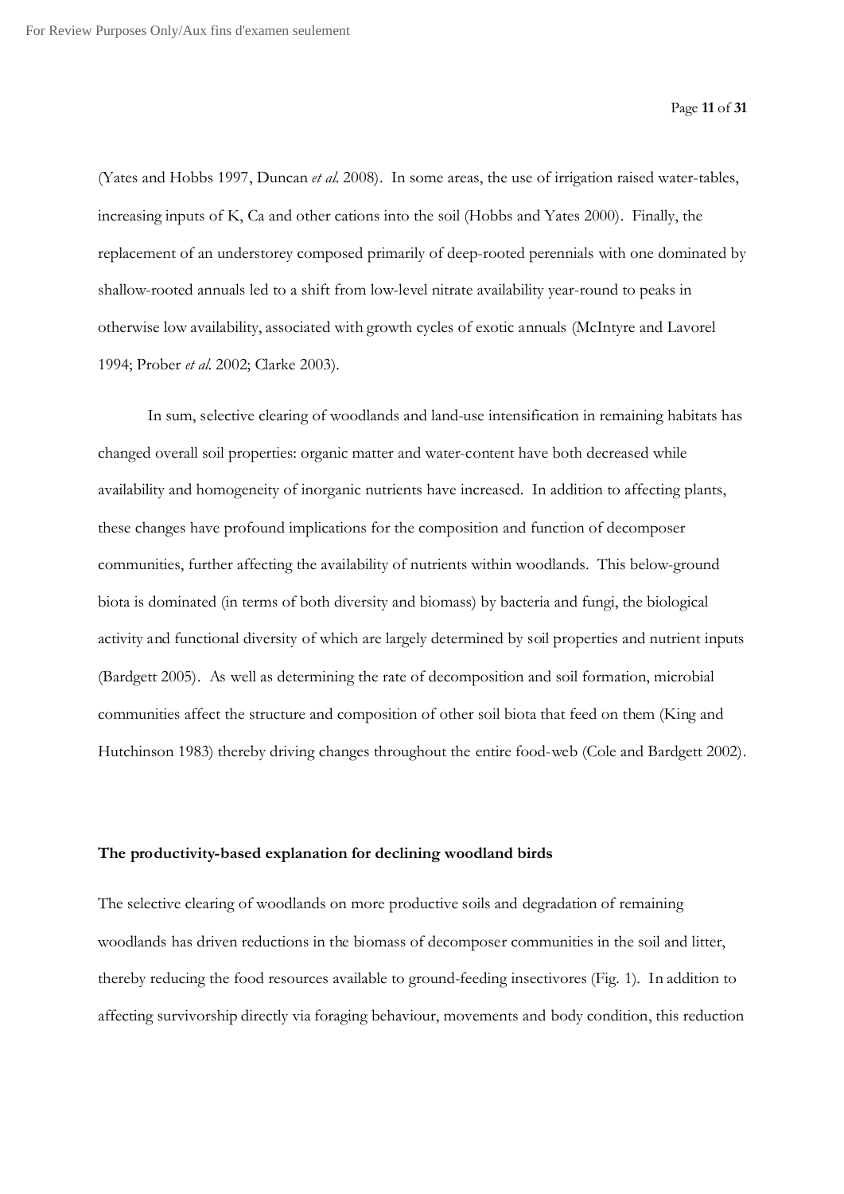(Yates and Hobbs 1997, Duncan *et al.* 2008). In some areas, the use of irrigation raised water-tables, increasing inputs of K, Ca and other cations into the soil (Hobbs and Yates 2000). Finally, the replacement of an understorey composed primarily of deep-rooted perennials with one dominated by shallow-rooted annuals led to a shift from low-level nitrate availability year-round to peaks in otherwise low availability, associated with growth cycles of exotic annuals (McIntyre and Lavorel 1994; Prober *et al.* 2002; Clarke 2003).

In sum, selective clearing of woodlands and land-use intensification in remaining habitats has changed overall soil properties: organic matter and water-content have both decreased while availability and homogeneity of inorganic nutrients have increased. In addition to affecting plants, these changes have profound implications for the composition and function of decomposer communities, further affecting the availability of nutrients within woodlands. This below-ground biota is dominated (in terms of both diversity and biomass) by bacteria and fungi, the biological activity and functional diversity of which are largely determined by soil properties and nutrient inputs (Bardgett 2005). As well as determining the rate of decomposition and soil formation, microbial communities affect the structure and composition of other soil biota that feed on them (King and Hutchinson 1983) thereby driving changes throughout the entire food-web (Cole and Bardgett 2002).

**The productivity-based explanation for declining woodland birds**

The selective clearing of woodlands on more productive soils and degradation of remaining woodlands has driven reductions in the biomass of decomposer communities in the soil and litter, thereby reducing the food resources available to ground-feeding insectivores (Fig. 1). In addition to affecting survivorship directly via foraging behaviour, movements and body condition, this reduction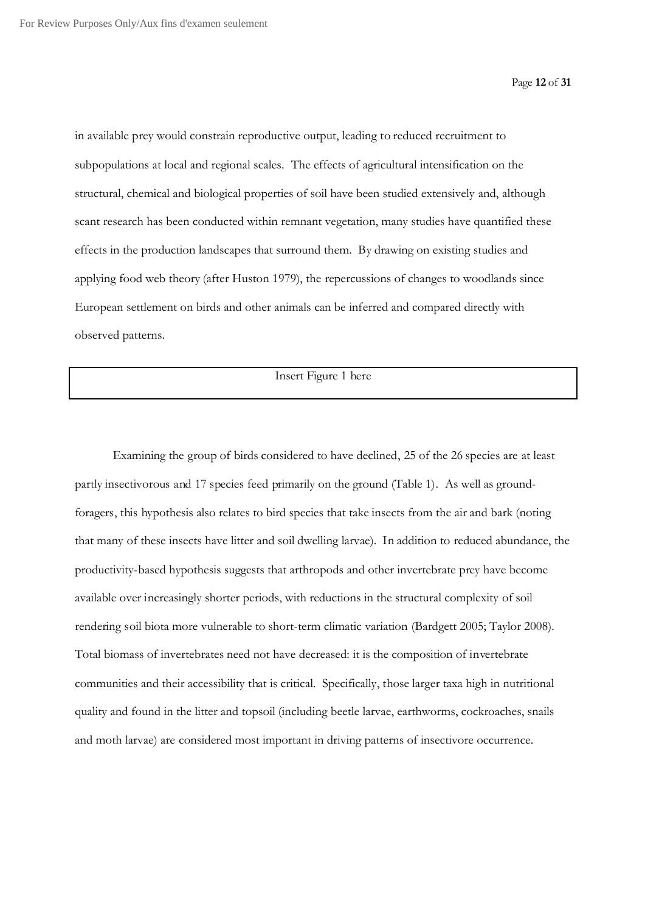in available prey would constrain reproductive output, leading to reduced recruitment to subpopulations at local and regional scales. The effects of agricultural intensification on the structural, chemical and biological properties of soil have been studied extensively and, although scant research has been conducted within remnant vegetation, many studies have quantified these effects in the production landscapes that surround them. By drawing on existing studies and applying food web theory (after Huston 1979), the repercussions of changes to woodlands since European settlement on birds and other animals can be inferred and compared directly with observed patterns.

Insert Figure 1 here

Examining the group of birds considered to have declined, 25 of the 26 species are at least partly insectivorous and 17 species feed primarily on the ground (Table 1). As well as ground-foragers, this hypothesis also relates to bird species that take insects from the air and bark (noting that many of these insects have litter and soil dwelling larvae). In addition to reduced abundance, the productivity-based hypothesis suggests that arthropods and other invertebrate prey have become available over increasingly shorter periods, with reductions in the structural complexity of soil rendering soil biota more vulnerable to short-term climatic variation (Bardgett 2005; Taylor 2008). Total biomass of invertebrates need not have decreased: it is the composition of invertebrate communities and their accessibility that is critical. Specifically, those larger taxa high in nutritional quality and found in the litter and topsoil (including beetle larvae, earthworms, cockroaches, snails and moth larvae) are considered most important in driving patterns of insectivore occurrence.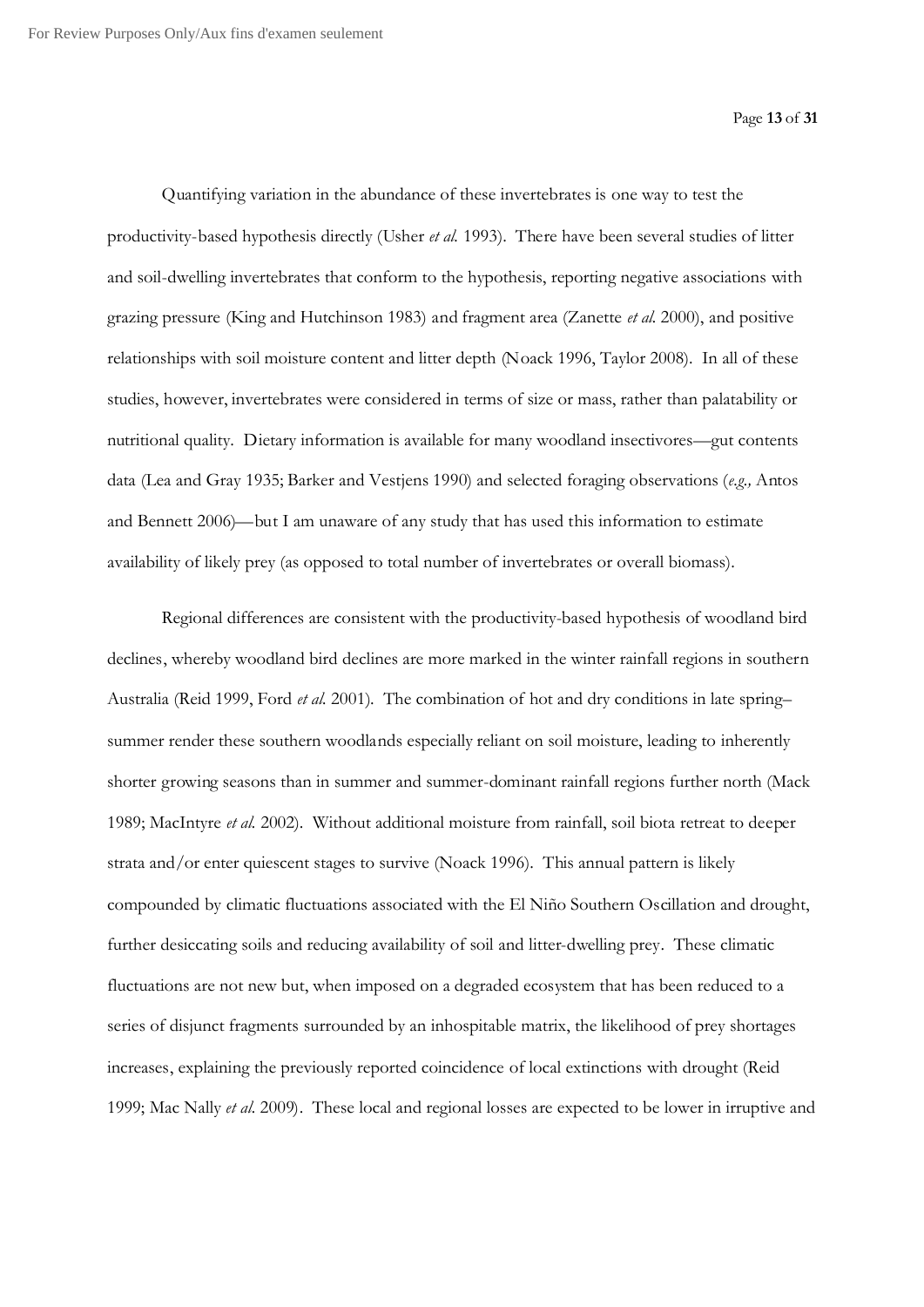Quantifying variation in the abundance of these invertebrates is one way to test the productivity-based hypothesis directly (Usher *et al.* 1993). There have been several studies of litter and soil-dwelling invertebrates that conform to the hypothesis, reporting negative associations with grazing pressure (King and Hutchinson 1983) and fragment area (Zanette *et al.* 2000), and positive relationships with soil moisture content and litter depth (Noack 1996, Taylor 2008). In all of these studies, however, invertebrates were considered in terms of size or mass, rather than palatability or nutritional quality. Dietary information is available for many woodland insectivores—gut contents data (Lea and Gray 1935; Barker and Vestjens 1990) and selected foraging observations (*e.g.,* Antos and Bennett 2006)—but I am unaware of any study that has used this information to estimate availability of likely prey (as opposed to total number of invertebrates or overall biomass).

Regional differences are consistent with the productivity-based hypothesis of woodland bird declines, whereby woodland bird declines are more marked in the winter rainfall regions in southern Australia (Reid 1999, Ford *et al.* 2001). The combination of hot and dry conditions in late spring–summer render these southern woodlands especially reliant on soil moisture, leading to inherently shorter growing seasons than in summer and summer-dominant rainfall regions further north (Mack 1989; MacIntyre *et al.* 2002). Without additional moisture from rainfall, soil biota retreat to deeper strata and/or enter quiescent stages to survive (Noack 1996). This annual pattern is likely compounded by climatic fluctuations associated with the El Niño Southern Oscillation and drought, further desiccating soils and reducing availability of soil and litter-dwelling prey. These climatic fluctuations are not new but, when imposed on a degraded ecosystem that has been reduced to a series of disjunct fragments surrounded by an inhospitable matrix, the likelihood of prey shortages increases, explaining the previously reported coincidence of local extinctions with drought (Reid 1999; Mac Nally *et al.* 2009). These local and regional losses are expected to be lower in irruptive and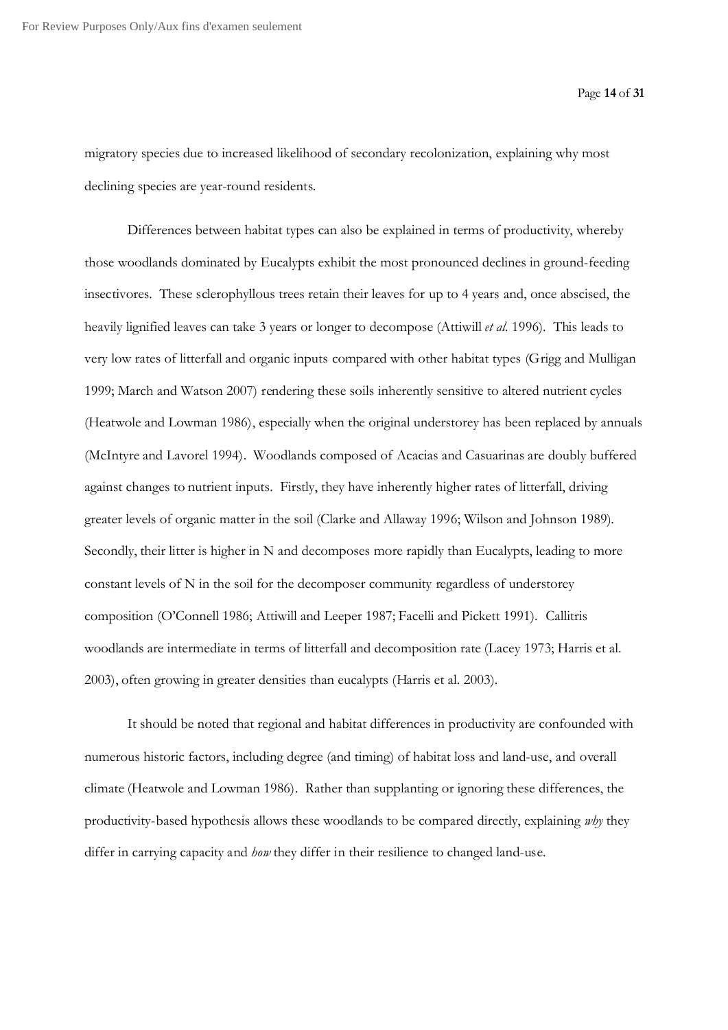migratory species due to increased likelihood of secondary recolonization, explaining why most declining species are year-round residents.

Differences between habitat types can also be explained in terms of productivity, whereby those woodlands dominated by Eucalypts exhibit the most pronounced declines in ground-feeding insectivores. These sclerophyllous trees retain their leaves for up to 4 years and, once abscised, the heavily lignified leaves can take 3 years or longer to decompose (Attiwill *et al.* 1996). This leads to very low rates of litterfall and organic inputs compared with other habitat types (Grigg and Mulligan 1999; March and Watson 2007) rendering these soils inherently sensitive to altered nutrient cycles (Heatwole and Lowman 1986), especially when the original understorey has been replaced by annuals (McIntyre and Lavorel 1994). Woodlands composed of Acacias and Casuarinas are doubly buffered against changes to nutrient inputs. Firstly, they have inherently higher rates of litterfall, driving greater levels of organic matter in the soil (Clarke and Allaway 1996; Wilson and Johnson 1989). Secondly, their litter is higher in N and decomposes more rapidly than Eucalypts, leading to more constant levels of N in the soil for the decomposer community regardless of understorey composition (O'Connell 1986; Attiwill and Leeper 1987; Facelli and Pickett 1991). Callitris woodlands are intermediate in terms of litterfall and decomposition rate (Lacey 1973; Harris et al. 2003), often growing in greater densities than eucalypts (Harris et al. 2003).

It should be noted that regional and habitat differences in productivity are confounded with numerous historic factors, including degree (and timing) of habitat loss and land-use, and overall climate (Heatwole and Lowman 1986). Rather than supplanting or ignoring these differences, the productivity-based hypothesis allows these woodlands to be compared directly, explaining *why* they differ in carrying capacity and *how* they differ in their resilience to changed land-use.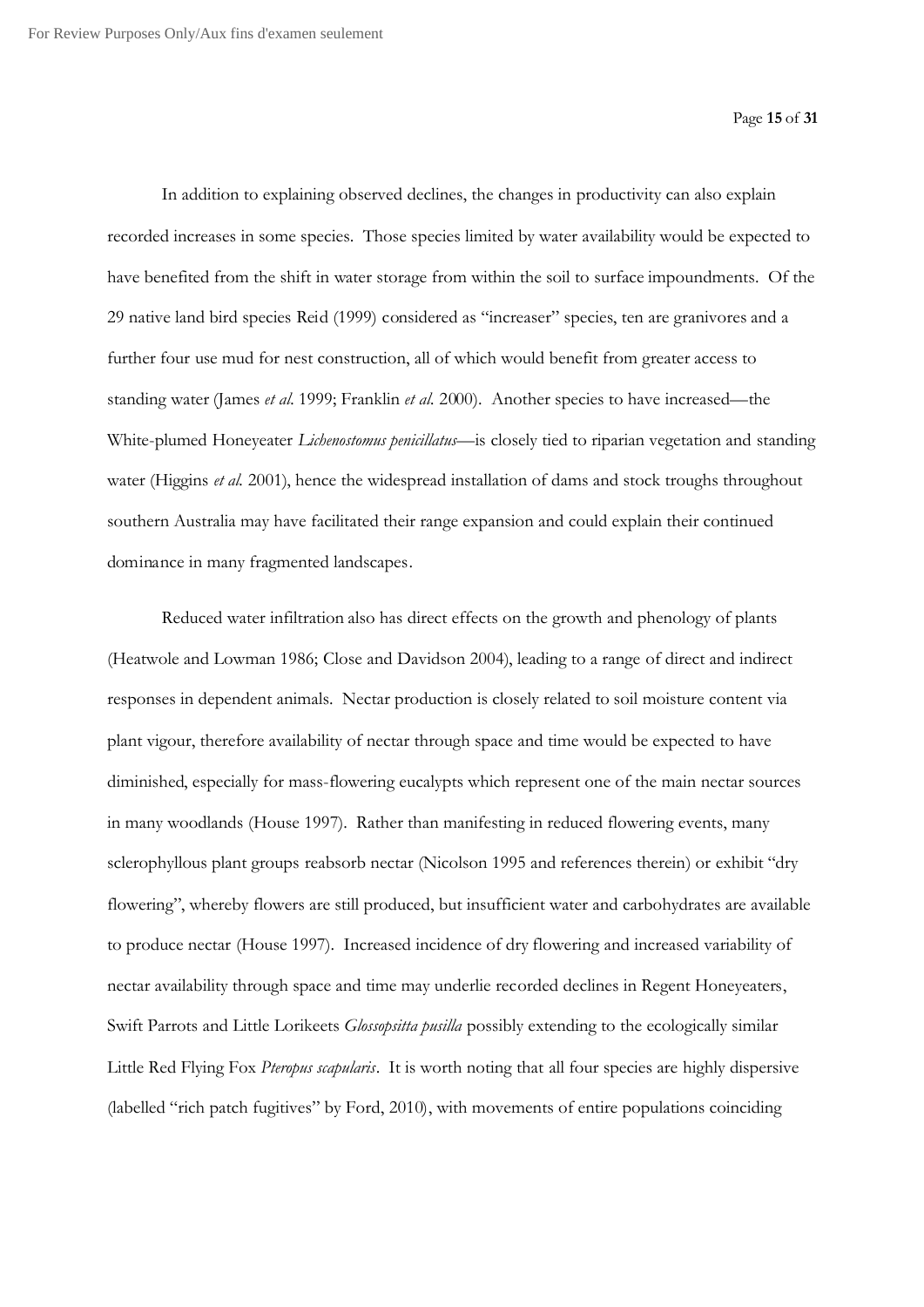In addition to explaining observed declines, the changes in productivity can also explain recorded increases in some species. Those species limited by water availability would be expected to have benefited from the shift in water storage from within the soil to surface impoundments. Of the 29 native land bird species Reid (1999) considered as "increaser" species, ten are granivores and a further four use mud for nest construction, all of which would benefit from greater access to standing water (James *et al.* 1999; Franklin *et al.* 2000). Another species to have increased—the White-plumed Honeyeater *Lichenostomus penicillatus*—is closely tied to riparian vegetation and standing water (Higgins *et al.* 2001), hence the widespread installation of dams and stock troughs throughout southern Australia may have facilitated their range expansion and could explain their continued dominance in many fragmented landscapes.

Reduced water infiltration also has direct effects on the growth and phenology of plants (Heatwole and Lowman 1986; Close and Davidson 2004), leading to a range of direct and indirect responses in dependent animals. Nectar production is closely related to soil moisture content via plant vigour, therefore availability of nectar through space and time would be expected to have diminished, especially for mass-flowering eucalypts which represent one of the main nectar sources in many woodlands (House 1997). Rather than manifesting in reduced flowering events, many sclerophyllous plant groups reabsorb nectar (Nicolson 1995 and references therein) or exhibit "dry flowering", whereby flowers are still produced, but insufficient water and carbohydrates are available to produce nectar (House 1997). Increased incidence of dry flowering and increased variability of nectar availability through space and time may underlie recorded declines in Regent Honeyeaters, Swift Parrots and Little Lorikeets *Glossopsitta pusilla* possibly extending to the ecologically similar Little Red Flying Fox *Pteropus scapularis*. It is worth noting that all four species are highly dispersive (labelled "rich patch fugitives" by Ford, 2010), with movements of entire populations coinciding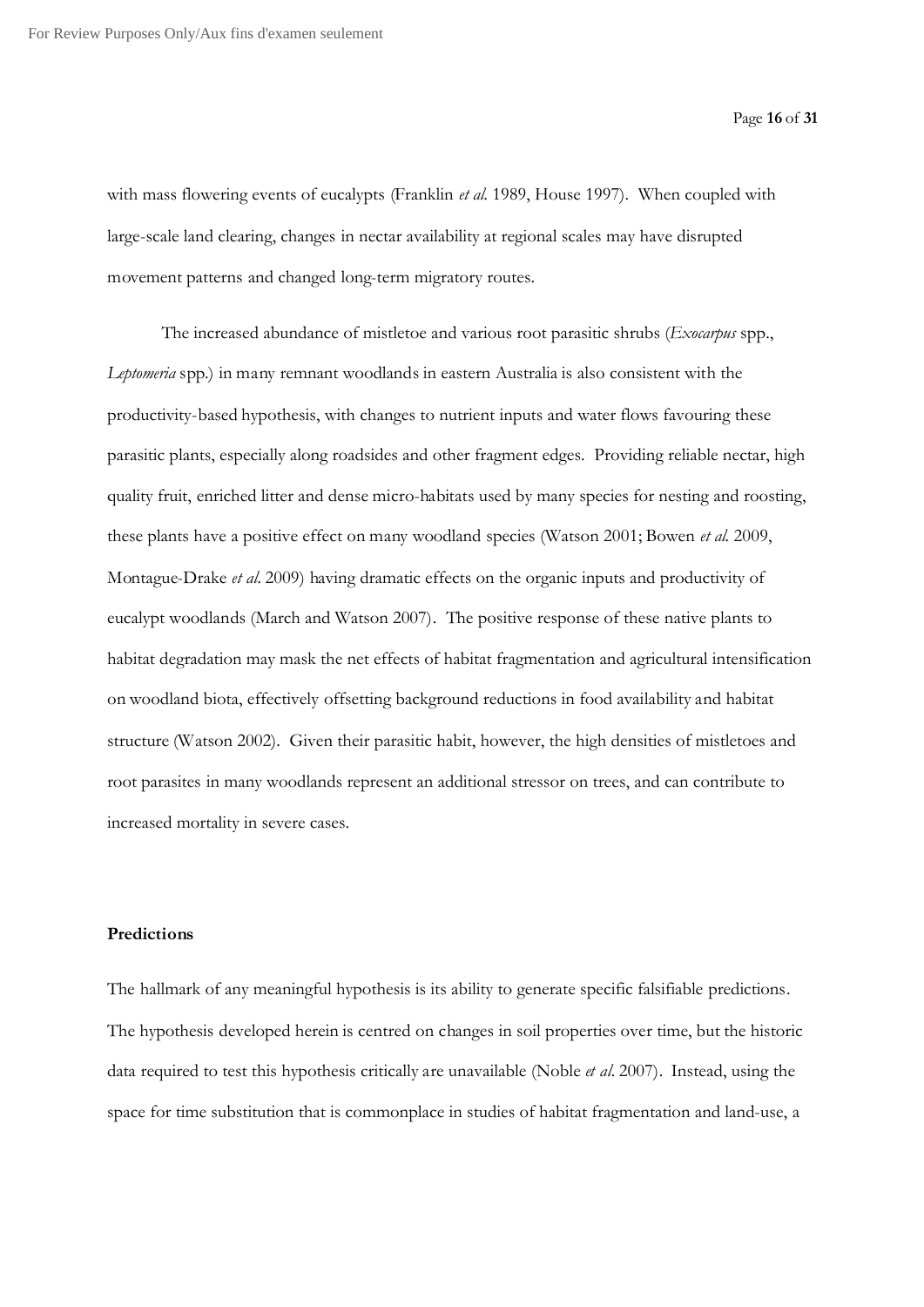with mass flowering events of eucalypts (Franklin *et al.* 1989, House 1997). When coupled with large-scale land clearing, changes in nectar availability at regional scales may have disrupted movement patterns and changed long-term migratory routes.

The increased abundance of mistletoe and various root parasitic shrubs (*Exocarpus* spp., *Leptomeria* spp.) in many remnant woodlands in eastern Australia is also consistent with the productivity-based hypothesis, with changes to nutrient inputs and water flows favouring these parasitic plants, especially along roadsides and other fragment edges. Providing reliable nectar, high quality fruit, enriched litter and dense micro-habitats used by many species for nesting and roosting, these plants have a positive effect on many woodland species (Watson 2001; Bowen *et al.* 2009, Montague-Drake *et al.* 2009) having dramatic effects on the organic inputs and productivity of eucalypt woodlands (March and Watson 2007). The positive response of these native plants to habitat degradation may mask the net effects of habitat fragmentation and agricultural intensification on woodland biota, effectively offsetting background reductions in food availability and habitat structure (Watson 2002). Given their parasitic habit, however, the high densities of mistletoes and root parasites in many woodlands represent an additional stressor on trees, and can contribute to increased mortality in severe cases.

**Predictions**

The hallmark of any meaningful hypothesis is its ability to generate specific falsifiable predictions. The hypothesis developed herein is centred on changes in soil properties over time, but the historic data required to test this hypothesis critically are unavailable (Noble *et al.* 2007). Instead, using the space for time substitution that is commonplace in studies of habitat fragmentation and land-use, a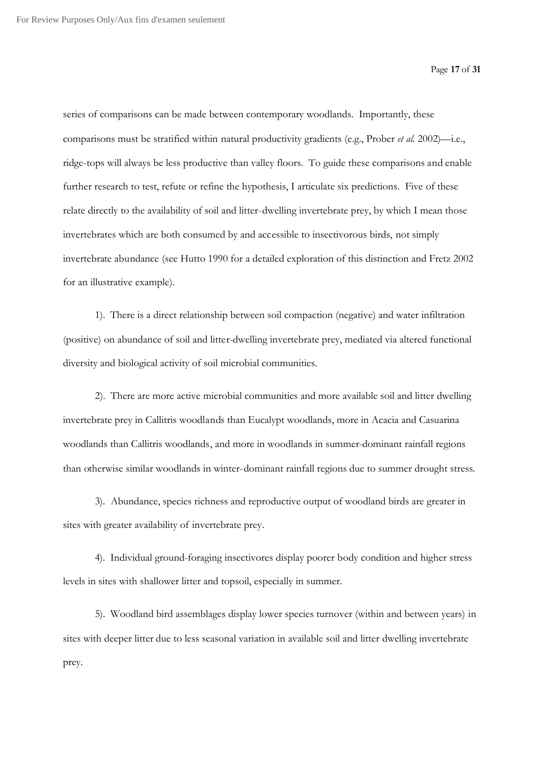series of comparisons can be made between contemporary woodlands. Importantly, these comparisons must be stratified within natural productivity gradients (e.g., Prober *et al.* 2002)—i.e., ridge-tops will always be less productive than valley floors. To guide these comparisons and enable further research to test, refute or refine the hypothesis, I articulate six predictions. Five of these relate directly to the availability of soil and litter-dwelling invertebrate prey, by which I mean those invertebrates which are both consumed by and accessible to insectivorous birds, not simply invertebrate abundance (see Hutto 1990 for a detailed exploration of this distinction and Fretz 2002 for an illustrative example).

1). There is a direct relationship between soil compaction (negative) and water infiltration (positive) on abundance of soil and litter-dwelling invertebrate prey, mediated via altered functional diversity and biological activity of soil microbial communities.

2). There are more active microbial communities and more available soil and litter dwelling invertebrate prey in Callitris woodlands than Eucalypt woodlands, more in Acacia and Casuarina woodlands than Callitris woodlands, and more in woodlands in summer-dominant rainfall regions than otherwise similar woodlands in winter-dominant rainfall regions due to summer drought stress.

3). Abundance, species richness and reproductive output of woodland birds are greater in sites with greater availability of invertebrate prey.

4). Individual ground-foraging insectivores display poorer body condition and higher stress levels in sites with shallower litter and topsoil, especially in summer.

5). Woodland bird assemblages display lower species turnover (within and between years) in sites with deeper litter due to less seasonal variation in available soil and litter dwelling invertebrate prey.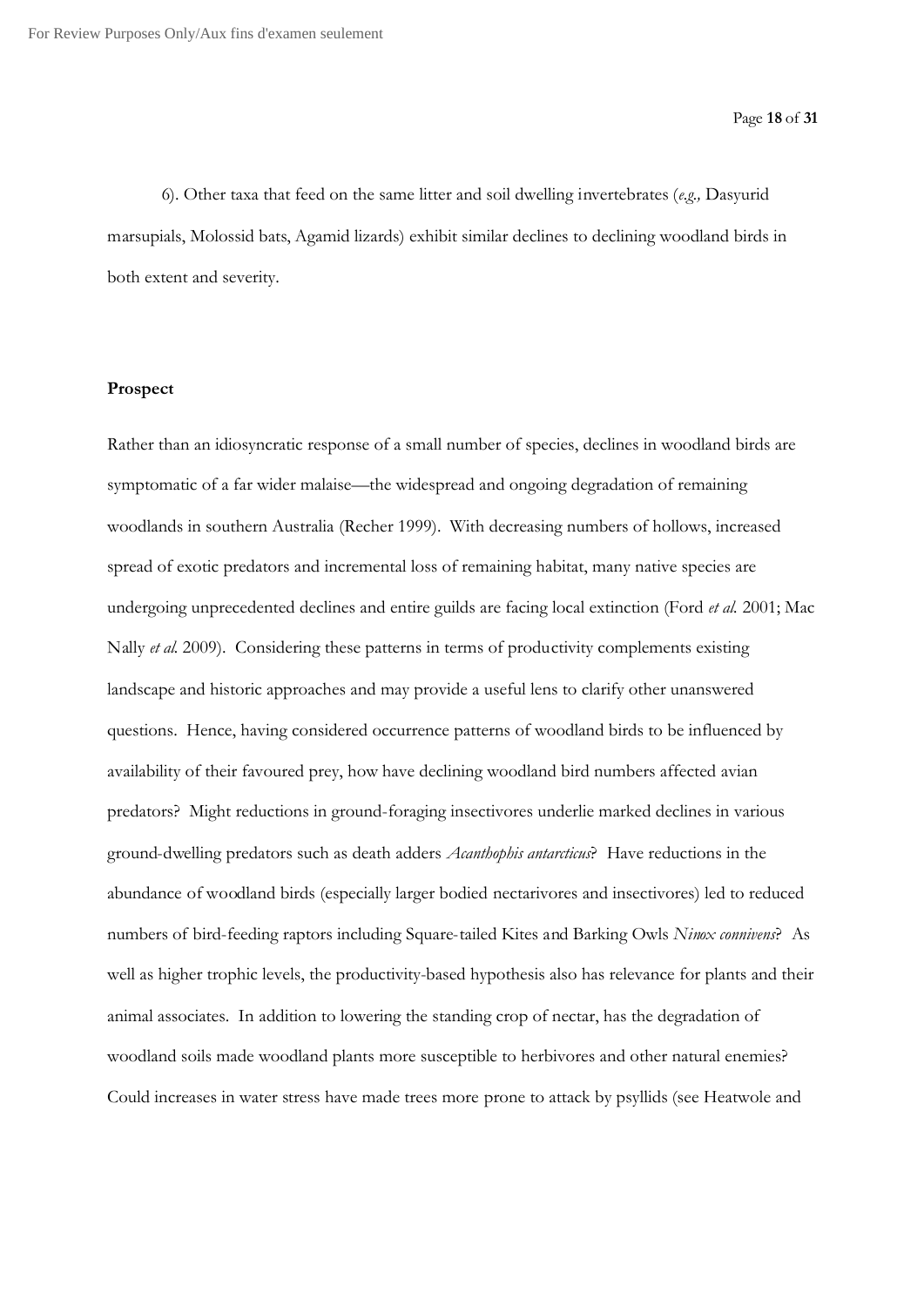6). Other taxa that feed on the same litter and soil dwelling invertebrates (*e.g.,* Dasyurid marsupials, Molossid bats, Agamid lizards) exhibit similar declines to declining woodland birds in both extent and severity.

**Prospect**

Rather than an idiosyncratic response of a small number of species, declines in woodland birds are symptomatic of a far wider malaise—the widespread and ongoing degradation of remaining woodlands in southern Australia (Recher 1999). With decreasing numbers of hollows, increased spread of exotic predators and incremental loss of remaining habitat, many native species are undergoing unprecedented declines and entire guilds are facing local extinction (Ford *et al.* 2001; Mac Nally *et al.* 2009). Considering these patterns in terms of productivity complements existing landscape and historic approaches and may provide a useful lens to clarify other unanswered questions. Hence, having considered occurrence patterns of woodland birds to be influenced by availability of their favoured prey, how have declining woodland bird numbers affected avian predators? Might reductions in ground-foraging insectivores underlie marked declines in various ground-dwelling predators such as death adders *Acanthophis antarcticus*? Have reductions in the abundance of woodland birds (especially larger bodied nectarivores and insectivores) led to reduced numbers of bird-feeding raptors including Square-tailed Kites and Barking Owls *Ninox connivens*? As well as higher trophic levels, the productivity-based hypothesis also has relevance for plants and their animal associates. In addition to lowering the standing crop of nectar, has the degradation of woodland soils made woodland plants more susceptible to herbivores and other natural enemies? Could increases in water stress have made trees more prone to attack by psyllids (see Heatwole and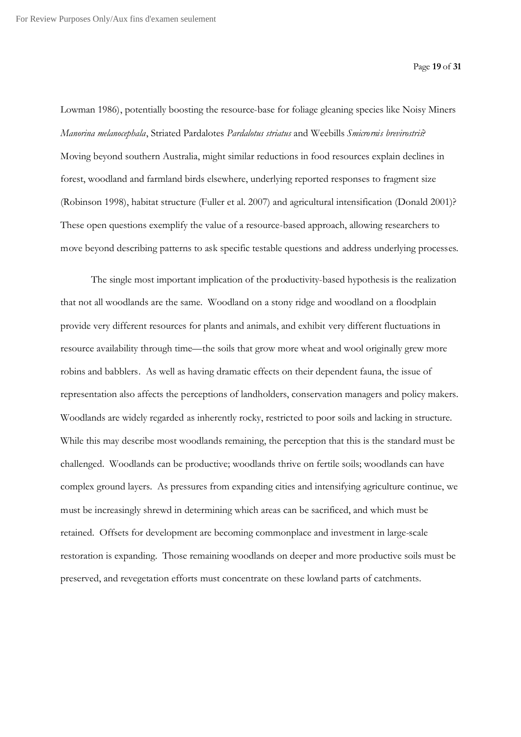Lowman 1986), potentially boosting the resource-base for foliage gleaning species like Noisy Miners *Manorina melanocephala*, Striated Pardalotes *Pardalotus striatus* and Weebills *Smicrornis brevirostris*? Moving beyond southern Australia, might similar reductions in food resources explain declines in forest, woodland and farmland birds elsewhere, underlying reported responses to fragment size (Robinson 1998), habitat structure (Fuller et al. 2007) and agricultural intensification (Donald 2001)? These open questions exemplify the value of a resource-based approach, allowing researchers to move beyond describing patterns to ask specific testable questions and address underlying processes.

The single most important implication of the productivity-based hypothesis is the realization that not all woodlands are the same. Woodland on a stony ridge and woodland on a floodplain provide very different resources for plants and animals, and exhibit very different fluctuations in resource availability through time—the soils that grow more wheat and wool originally grew more robins and babblers. As well as having dramatic effects on their dependent fauna, the issue of representation also affects the perceptions of landholders, conservation managers and policy makers. Woodlands are widely regarded as inherently rocky, restricted to poor soils and lacking in structure. While this may describe most woodlands remaining, the perception that this is the standard must be challenged. Woodlands can be productive; woodlands thrive on fertile soils; woodlands can have complex ground layers. As pressures from expanding cities and intensifying agriculture continue, we must be increasingly shrewd in determining which areas can be sacrificed, and which must be retained. Offsets for development are becoming commonplace and investment in large-scale restoration is expanding. Those remaining woodlands on deeper and more productive soils must be preserved, and revegetation efforts must concentrate on these lowland parts of catchments.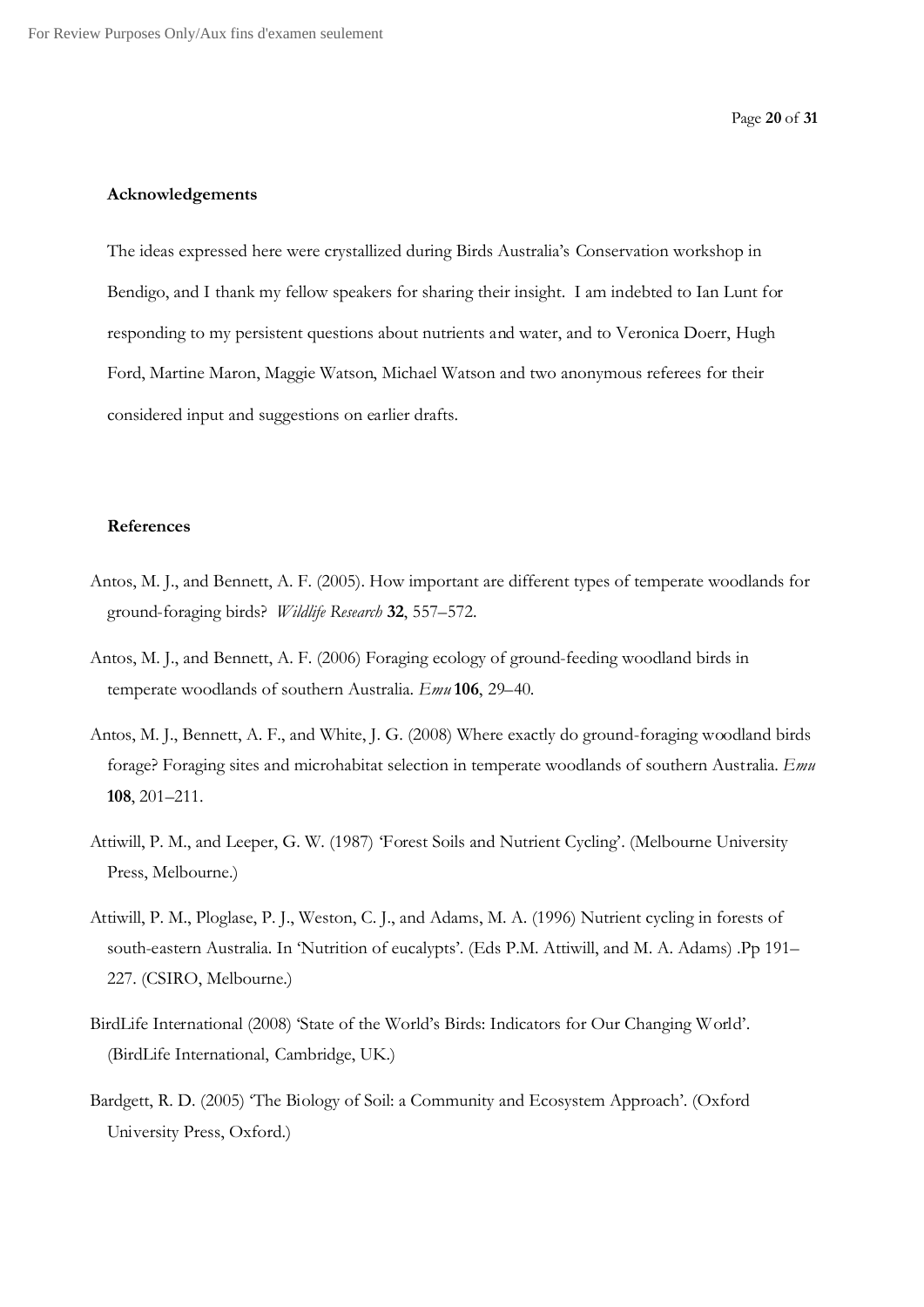**Acknowledgements**

The ideas expressed here were crystallized during Birds Australia's Conservation workshop in Bendigo, and I thank my fellow speakers for sharing their insight. I am indebted to Ian Lunt for responding to my persistent questions about nutrients and water, and to Veronica Doerr, Hugh Ford, Martine Maron, Maggie Watson, Michael Watson and two anonymous referees for their considered input and suggestions on earlier drafts.

**References**

Antos, M. J., and Bennett, A. F. (2005). How important are different types of temperate woodlands for ground-foraging birds? *Wildlife Research* **32**, 557–572.

Antos, M. J., and Bennett, A. F. (2006) Foraging ecology of ground-feeding woodland birds in temperate woodlands of southern Australia. *Emu* **106**, 29–40.

Antos, M. J., Bennett, A. F., and White, J. G. (2008) Where exactly do ground-foraging woodland birds forage? Foraging sites and microhabitat selection in temperate woodlands of southern Australia. *Emu* **108**, 201–211.

Attiwill, P. M., and Leeper, G. W. (1987) 'Forest Soils and Nutrient Cycling'. (Melbourne University Press, Melbourne.)

Attiwill, P. M., Ploglase, P. J., Weston, C. J., and Adams, M. A. (1996) Nutrient cycling in forests of south-eastern Australia. In 'Nutrition of eucalypts'. (Eds P.M. Attiwill, and M. A. Adams) .Pp 191–227. (CSIRO, Melbourne.)

BirdLife International (2008) 'State of the World's Birds: Indicators for Our Changing World'. (BirdLife International, Cambridge, UK.)

Bardgett, R. D. (2005) 'The Biology of Soil: a Community and Ecosystem Approach'. (Oxford University Press, Oxford.)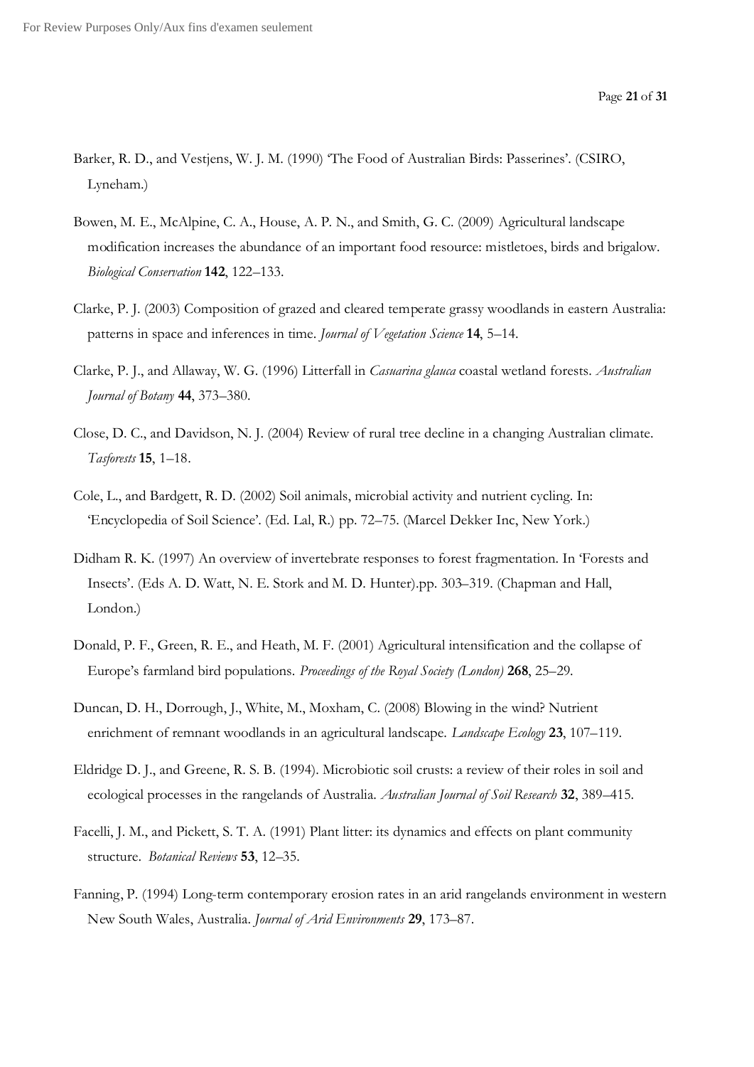Barker, R. D., and Vestjens, W. J. M. (1990) 'The Food of Australian Birds: Passerines'. (CSIRO, Lyneham.)

Bowen, M. E., McAlpine, C. A., House, A. P. N., and Smith, G. C. (2009) Agricultural landscape modification increases the abundance of an important food resource: mistletoes, birds and brigalow. *Biological Conservation* **142**, 122–133.

Clarke, P. J. (2003) Composition of grazed and cleared temperate grassy woodlands in eastern Australia: patterns in space and inferences in time. *Journal of Vegetation Science* **14**, 5–14.

Clarke, P. J., and Allaway, W. G. (1996) Litterfall in *Casuarina glauca* coastal wetland forests. *Australian Journal of Botany* **44**, 373–380.

Close, D. C., and Davidson, N. J. (2004) Review of rural tree decline in a changing Australian climate. *Tasforests* **15**, 1–18.

Cole, L., and Bardgett, R. D. (2002) Soil animals, microbial activity and nutrient cycling. In: 'Encyclopedia of Soil Science'. (Ed. Lal, R.) pp. 72–75. (Marcel Dekker Inc, New York.)

Didham R. K. (1997) An overview of invertebrate responses to forest fragmentation. In 'Forests and Insects'. (Eds A. D. Watt, N. E. Stork and M. D. Hunter).pp. 303–319. (Chapman and Hall, London.)

Donald, P. F., Green, R. E., and Heath, M. F. (2001) Agricultural intensification and the collapse of Europe's farmland bird populations. *Proceedings of the Royal Society (London)* **268**, 25–29.

Duncan, D. H., Dorrough, J., White, M., Moxham, C. (2008) Blowing in the wind? Nutrient enrichment of remnant woodlands in an agricultural landscape. *Landscape Ecology* **23**, 107–119.

Eldridge D. J., and Greene, R. S. B. (1994). Microbiotic soil crusts: a review of their roles in soil and ecological processes in the rangelands of Australia. *Australian Journal of Soil Research* **32**, 389–415.

Facelli, J. M., and Pickett, S. T. A. (1991) Plant litter: its dynamics and effects on plant community structure. *Botanical Reviews* **53**, 12–35.

Fanning, P. (1994) Long-term contemporary erosion rates in an arid rangelands environment in western New South Wales, Australia. *Journal of Arid Environments* **29**, 173–87.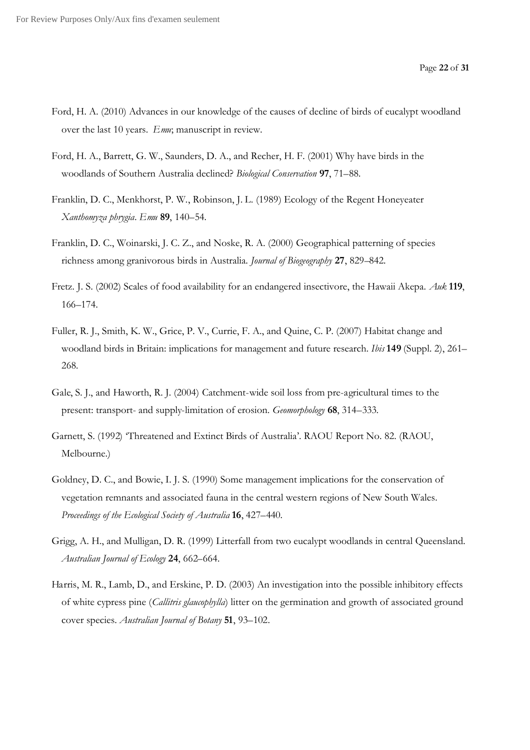Ford, H. A. (2010) Advances in our knowledge of the causes of decline of birds of eucalypt woodland over the last 10 years. *Emu*; manuscript in review.

Ford, H. A., Barrett, G. W., Saunders, D. A., and Recher, H. F. (2001) Why have birds in the woodlands of Southern Australia declined? *Biological Conservation* **97**, 71–88.

Franklin, D. C., Menkhorst, P. W., Robinson, J. L. (1989) Ecology of the Regent Honeyeater *Xanthomyza phrygia*. *Emu* **89**, 140–54.

Franklin, D. C., Woinarski, J. C. Z., and Noske, R. A. (2000) Geographical patterning of species richness among granivorous birds in Australia. *Journal of Biogeography* **27**, 829–842.

Fretz. J. S. (2002) Scales of food availability for an endangered insectivore, the Hawaii Akepa. *Auk* **119**, 166–174.

Fuller, R. J., Smith, K. W., Grice, P. V., Currie, F. A., and Quine, C. P. (2007) Habitat change and woodland birds in Britain: implications for management and future research. *Ibis* **149** (Suppl. 2), 261–268.

Gale, S. J., and Haworth, R. J. (2004) Catchment-wide soil loss from pre-agricultural times to the present: transport- and supply-limitation of erosion. *Geomorphology* **68**, 314–333.

Garnett, S. (1992) 'Threatened and Extinct Birds of Australia'. RAOU Report No. 82. (RAOU, Melbourne.)

Goldney, D. C., and Bowie, I. J. S. (1990) Some management implications for the conservation of vegetation remnants and associated fauna in the central western regions of New South Wales. *Proceedings of the Ecological Society of Australia* **16**, 427–440.

Grigg, A. H., and Mulligan, D. R. (1999) Litterfall from two eucalypt woodlands in central Queensland. *Australian Journal of Ecology* **24**, 662–664.

Harris, M. R., Lamb, D., and Erskine, P. D. (2003) An investigation into the possible inhibitory effects of white cypress pine (*Callitris glaucophylla*) litter on the germination and growth of associated ground cover species. *Australian Journal of Botany* **51**, 93–102.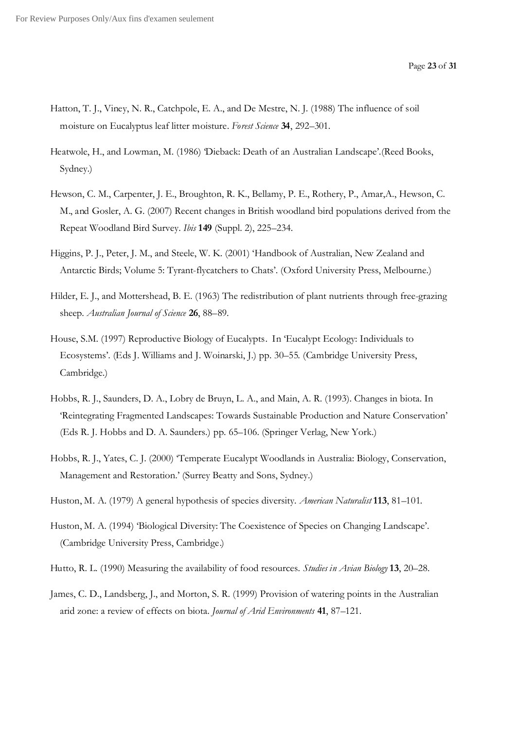Hatton, T. J., Viney, N. R., Catchpole, E. A., and De Mestre, N. J. (1988) The influence of soil moisture on Eucalyptus leaf litter moisture. *Forest Science* **34**, 292–301.

Heatwole, H., and Lowman, M. (1986) 'Dieback: Death of an Australian Landscape'.(Reed Books, Sydney.)

Hewson, C. M., Carpenter, J. E., Broughton, R. K., Bellamy, P. E., Rothery, P., Amar,A., Hewson, C. M., and Gosler, A. G. (2007) Recent changes in British woodland bird populations derived from the Repeat Woodland Bird Survey. *Ibis* **149** (Suppl. 2), 225–234.

Higgins, P. J., Peter, J. M., and Steele, W. K. (2001) 'Handbook of Australian, New Zealand and Antarctic Birds; Volume 5: Tyrant-flycatchers to Chats'. (Oxford University Press, Melbourne.)

Hilder, E. J., and Mottershead, B. E. (1963) The redistribution of plant nutrients through free-grazing sheep. *Australian Journal of Science* **26**, 88–89.

House, S.M. (1997) Reproductive Biology of Eucalypts. In 'Eucalypt Ecology: Individuals to Ecosystems'. (Eds J. Williams and J. Woinarski, J.) pp. 30–55. (Cambridge University Press, Cambridge.)

Hobbs, R. J., Saunders, D. A., Lobry de Bruyn, L. A., and Main, A. R. (1993). Changes in biota. In 'Reintegrating Fragmented Landscapes: Towards Sustainable Production and Nature Conservation' (Eds R. J. Hobbs and D. A. Saunders.) pp. 65–106. (Springer Verlag, New York.)

Hobbs, R. J., Yates, C. J. (2000) 'Temperate Eucalypt Woodlands in Australia: Biology, Conservation, Management and Restoration.' (Surrey Beatty and Sons, Sydney.)

Huston, M. A. (1979) A general hypothesis of species diversity. *American Naturalist* **113**, 81–101.

Huston, M. A. (1994) 'Biological Diversity: The Coexistence of Species on Changing Landscape'. (Cambridge University Press, Cambridge.)

Hutto, R. L. (1990) Measuring the availability of food resources. *Studies in Avian Biology* **13**, 20–28.

James, C. D., Landsberg, J., and Morton, S. R. (1999) Provision of watering points in the Australian arid zone: a review of effects on biota. *Journal of Arid Environments* **41**, 87–121.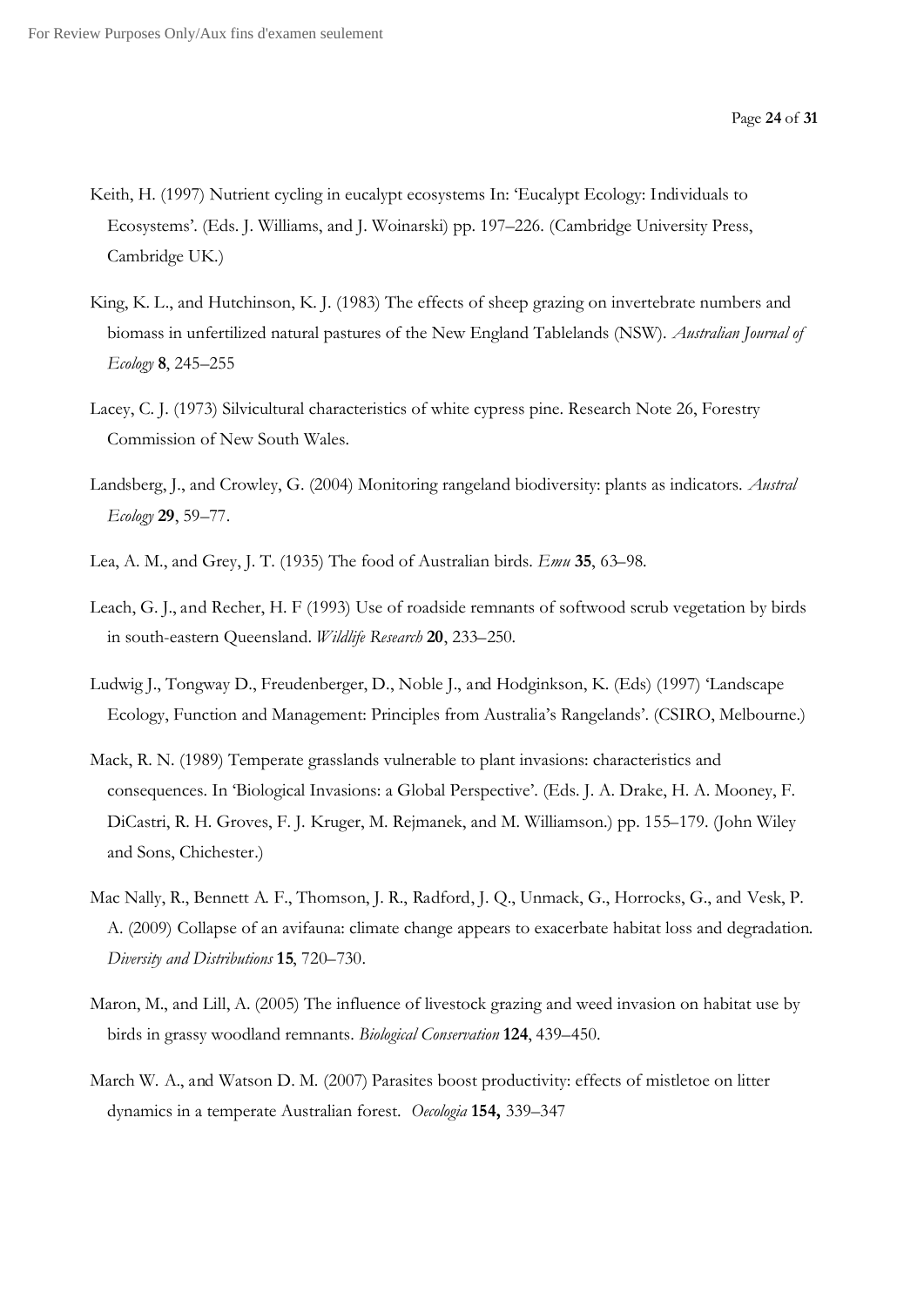Keith, H. (1997) Nutrient cycling in eucalypt ecosystems In: 'Eucalypt Ecology: Individuals to Ecosystems'. (Eds. J. Williams, and J. Woinarski) pp. 197–226. (Cambridge University Press, Cambridge UK.)

King, K. L., and Hutchinson, K. J. (1983) The effects of sheep grazing on invertebrate numbers and biomass in unfertilized natural pastures of the New England Tablelands (NSW). *Australian Journal of Ecology* **8**, 245–255

Lacey, C. J. (1973) Silvicultural characteristics of white cypress pine. Research Note 26, Forestry Commission of New South Wales.

Landsberg, J., and Crowley, G. (2004) Monitoring rangeland biodiversity: plants as indicators. *Austral Ecology* **29**, 59–77.

Lea, A. M., and Grey, J. T. (1935) The food of Australian birds. *Emu* **35**, 63–98.

Leach, G. J., and Recher, H. F (1993) Use of roadside remnants of softwood scrub vegetation by birds in south-eastern Queensland. *Wildlife Research* **20**, 233–250.

Ludwig J., Tongway D., Freudenberger, D., Noble J., and Hodginkson, K. (Eds) (1997) 'Landscape Ecology, Function and Management: Principles from Australia's Rangelands'. (CSIRO, Melbourne.)

Mack, R. N. (1989) Temperate grasslands vulnerable to plant invasions: characteristics and consequences. In 'Biological Invasions: a Global Perspective'. (Eds. J. A. Drake, H. A. Mooney, F. DiCastri, R. H. Groves, F. J. Kruger, M. Rejmanek, and M. Williamson.) pp. 155–179. (John Wiley and Sons, Chichester.)

Mac Nally, R., Bennett A. F., Thomson, J. R., Radford, J. Q., Unmack, G., Horrocks, G., and Vesk, P. A. (2009) Collapse of an avifauna: climate change appears to exacerbate habitat loss and degradation. *Diversity and Distributions* **15**, 720–730.

Maron, M., and Lill, A. (2005) The influence of livestock grazing and weed invasion on habitat use by birds in grassy woodland remnants. *Biological Conservation* **124**, 439–450.

March W. A., and Watson D. M. (2007) Parasites boost productivity: effects of mistletoe on litter dynamics in a temperate Australian forest. *Oecologia* **154,** 339–347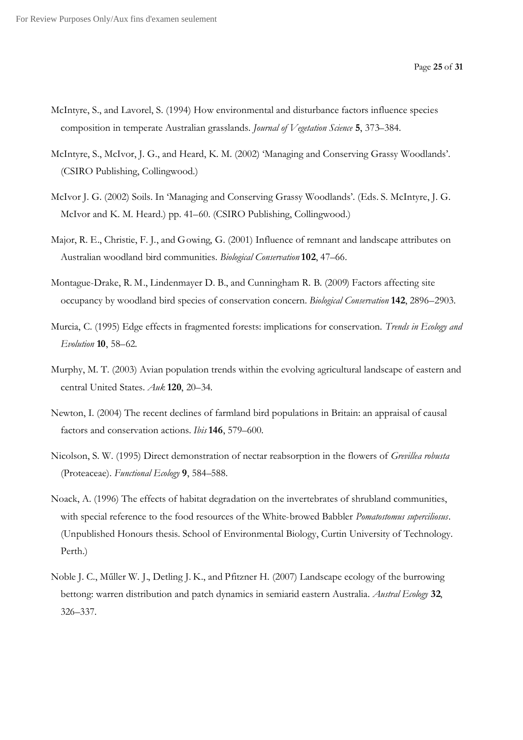McIntyre, S., and Lavorel, S. (1994) How environmental and disturbance factors influence species composition in temperate Australian grasslands. *Journal of Vegetation Science* **5**, 373–384.

McIntyre, S., McIvor, J. G., and Heard, K. M. (2002) 'Managing and Conserving Grassy Woodlands'. (CSIRO Publishing, Collingwood.)

McIvor J. G. (2002) Soils. In 'Managing and Conserving Grassy Woodlands'. (Eds. S. McIntyre, J. G. McIvor and K. M. Heard.) pp. 41–60. (CSIRO Publishing, Collingwood.)

Major, R. E., Christie, F. J., and Gowing, G. (2001) Influence of remnant and landscape attributes on Australian woodland bird communities. *Biological Conservation* **102**, 47–66.

Montague-Drake, R. M., Lindenmayer D. B., and Cunningham R. B. (2009) Factors affecting site occupancy by woodland bird species of conservation concern. *Biological Conservation* **142**, 2896–2903.

Murcia, C. (1995) Edge effects in fragmented forests: implications for conservation. *Trends in Ecology and Evolution* **10**, 58–62.

Murphy, M. T. (2003) Avian population trends within the evolving agricultural landscape of eastern and central United States. *Auk* **120**, 20–34.

Newton, I. (2004) The recent declines of farmland bird populations in Britain: an appraisal of causal factors and conservation actions. *Ibis* **146**, 579–600.

Nicolson, S. W. (1995) Direct demonstration of nectar reabsorption in the flowers of *Grevillea robusta* (Proteaceae). *Functional Ecology* **9**, 584–588.

Noack, A. (1996) The effects of habitat degradation on the invertebrates of shrubland communities, with special reference to the food resources of the White-browed Babbler *Pomatostomus superciliosus*. (Unpublished Honours thesis. School of Environmental Biology, Curtin University of Technology. Perth.)

Noble J. C., Műller W. J., Detling J. K., and Pfitzner H. (2007) Landscape ecology of the burrowing bettong: warren distribution and patch dynamics in semiarid eastern Australia. *Austral Ecology* **32**, 326–337.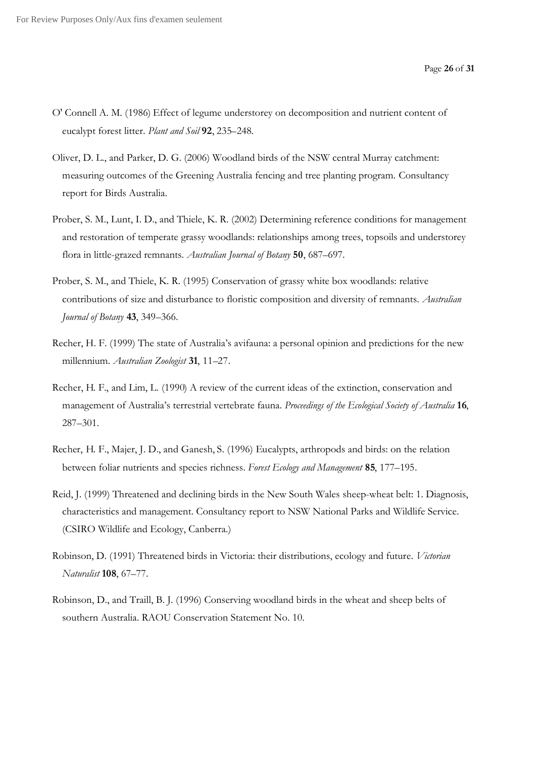O' Connell A. M. (1986) Effect of legume understorey on decomposition and nutrient content of eucalypt forest litter. *Plant and Soil* **92**, 235–248.

Oliver, D. L., and Parker, D. G. (2006) Woodland birds of the NSW central Murray catchment: measuring outcomes of the Greening Australia fencing and tree planting program. Consultancy report for Birds Australia.

Prober, S. M., Lunt, I. D., and Thiele, K. R. (2002) Determining reference conditions for management and restoration of temperate grassy woodlands: relationships among trees, topsoils and understorey flora in little-grazed remnants. *Australian Journal of Botany* **50**, 687–697.

Prober, S. M., and Thiele, K. R. (1995) Conservation of grassy white box woodlands: relative contributions of size and disturbance to floristic composition and diversity of remnants. *Australian Journal of Botany* **43**, 349–366.

Recher, H. F. (1999) The state of Australia's avifauna: a personal opinion and predictions for the new millennium. *Australian Zoologist* **31**, 11–27.

Recher, H. F., and Lim, L. (1990) A review of the current ideas of the extinction, conservation and management of Australia's terrestrial vertebrate fauna. *Proceedings of the Ecological Society of Australia* **16**, 287–301.

Recher, H. F., Majer, J. D., and Ganesh, S. (1996) Eucalypts, arthropods and birds: on the relation between foliar nutrients and species richness. *Forest Ecology and Management* **85**, 177–195.

Reid, J. (1999) Threatened and declining birds in the New South Wales sheep-wheat belt: 1. Diagnosis, characteristics and management. Consultancy report to NSW National Parks and Wildlife Service. (CSIRO Wildlife and Ecology, Canberra.)

Robinson, D. (1991) Threatened birds in Victoria: their distributions, ecology and future. *Victorian Naturalist* **108**, 67–77.

Robinson, D., and Traill, B. J. (1996) Conserving woodland birds in the wheat and sheep belts of southern Australia. RAOU Conservation Statement No. 10.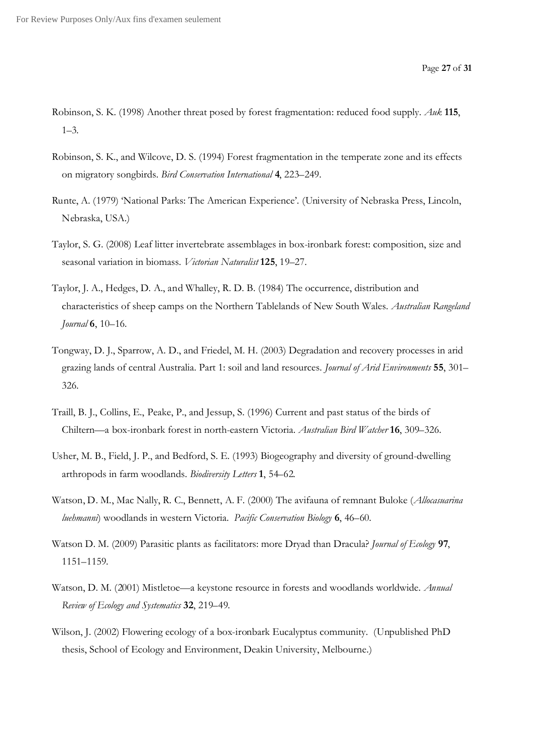Robinson, S. K. (1998) Another threat posed by forest fragmentation: reduced food supply. *Auk* **115**, 1–3.

Robinson, S. K., and Wilcove, D. S. (1994) Forest fragmentation in the temperate zone and its effects on migratory songbirds. *Bird Conservation International* **4**, 223–249.

Runte, A. (1979) 'National Parks: The American Experience'. (University of Nebraska Press, Lincoln, Nebraska, USA.)

Taylor, S. G. (2008) Leaf litter invertebrate assemblages in box-ironbark forest: composition, size and seasonal variation in biomass. *Victorian Naturalist* **125**, 19–27.

Taylor, J. A., Hedges, D. A., and Whalley, R. D. B. (1984) The occurrence, distribution and characteristics of sheep camps on the Northern Tablelands of New South Wales. *Australian Rangeland Journal* **6**, 10–16.

Tongway, D. J., Sparrow, A. D., and Friedel, M. H. (2003) Degradation and recovery processes in arid grazing lands of central Australia. Part 1: soil and land resources. *Journal of Arid Environments* **55**, 301–326.

Traill, B. J., Collins, E., Peake, P., and Jessup, S. (1996) Current and past status of the birds of Chiltern—a box-ironbark forest in north-eastern Victoria. *Australian Bird Watcher* **16**, 309–326.

Usher, M. B., Field, J. P., and Bedford, S. E. (1993) Biogeography and diversity of ground-dwelling arthropods in farm woodlands. *Biodiversity Letters* **1**, 54–62.

Watson, D. M., Mac Nally, R. C., Bennett, A. F. (2000) The avifauna of remnant Buloke (*Allocasuarina luehmanni*) woodlands in western Victoria. *Pacific Conservation Biology* **6**, 46–60.

Watson D. M. (2009) Parasitic plants as facilitators: more Dryad than Dracula? *Journal of Ecology* **97**, 1151–1159.

Watson, D. M. (2001) Mistletoe—a keystone resource in forests and woodlands worldwide. *Annual Review of Ecology and Systematics* **32**, 219–49.

Wilson, J. (2002) Flowering ecology of a box-ironbark Eucalyptus community. (Unpublished PhD thesis, School of Ecology and Environment, Deakin University, Melbourne.)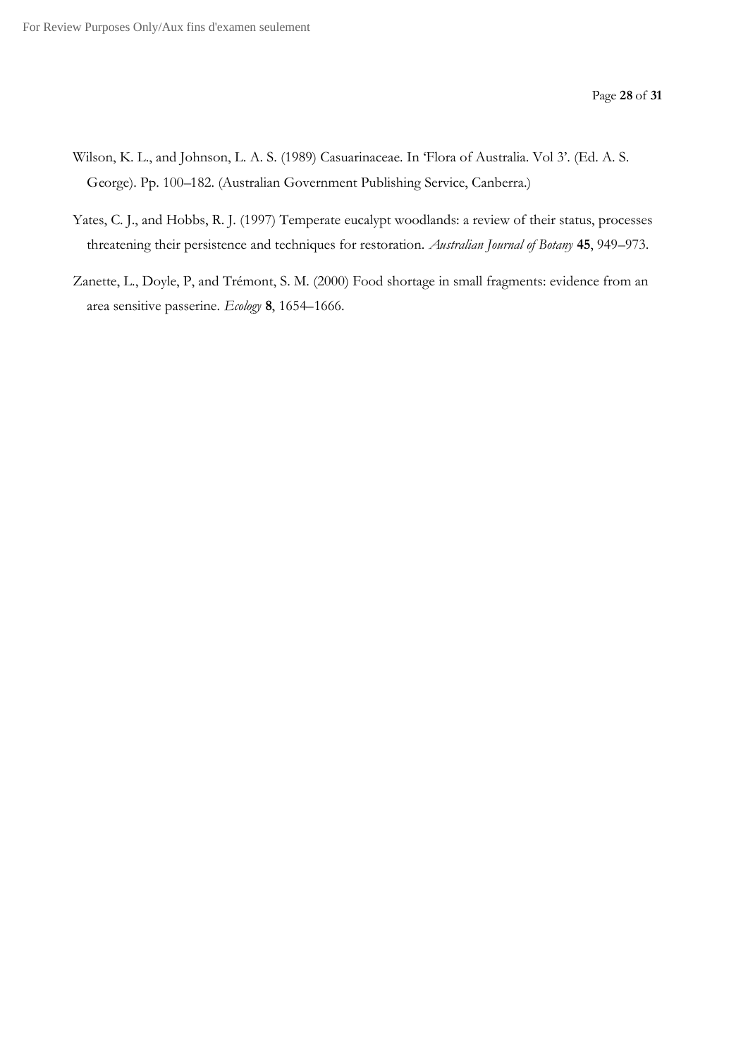Wilson, K. L., and Johnson, L. A. S. (1989) Casuarinaceae. In 'Flora of Australia. Vol 3'. (Ed. A. S. George). Pp. 100–182. (Australian Government Publishing Service, Canberra.)

Yates, C. J., and Hobbs, R. J. (1997) Temperate eucalypt woodlands: a review of their status, processes threatening their persistence and techniques for restoration. *Australian Journal of Botany* **45**, 949–973.

Zanette, L., Doyle, P, and Trémont, S. M. (2000) Food shortage in small fragments: evidence from an area sensitive passerine. *Ecology* **8**, 1654–1666.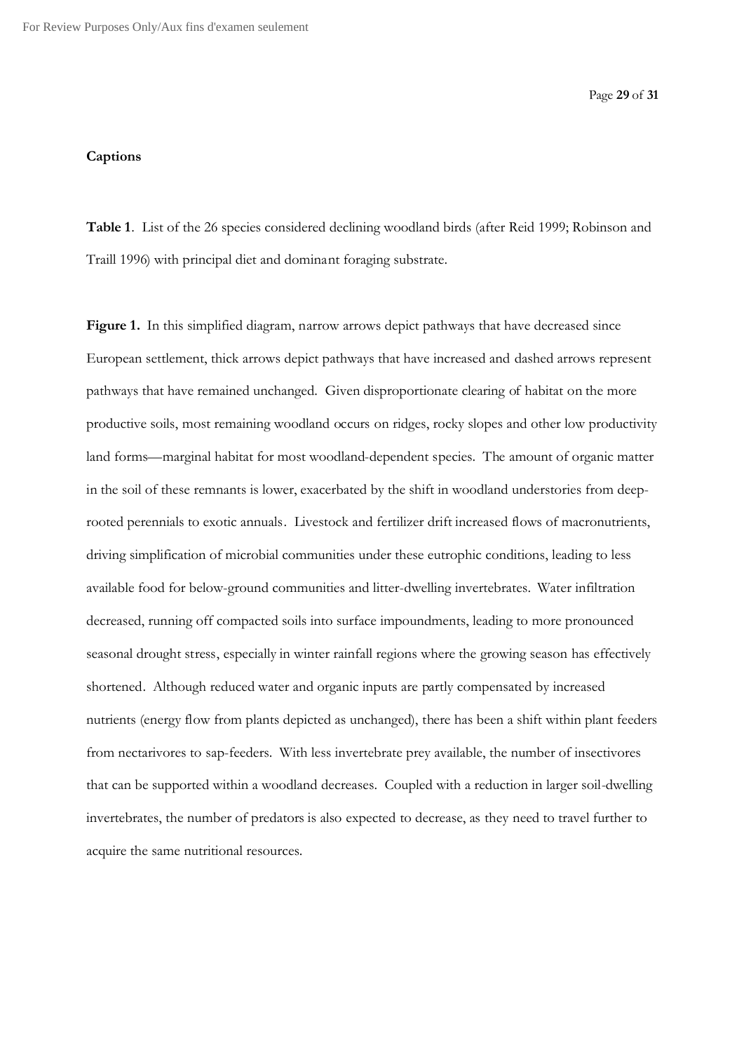**Captions**

**Table 1**. List of the 26 species considered declining woodland birds (after Reid 1999; Robinson and Traill 1996) with principal diet and dominant foraging substrate.

**Figure 1.** In this simplified diagram, narrow arrows depict pathways that have decreased since European settlement, thick arrows depict pathways that have increased and dashed arrows represent pathways that have remained unchanged. Given disproportionate clearing of habitat on the more productive soils, most remaining woodland occurs on ridges, rocky slopes and other low productivity land forms—marginal habitat for most woodland-dependent species. The amount of organic matter in the soil of these remnants is lower, exacerbated by the shift in woodland understories from deep-rooted perennials to exotic annuals. Livestock and fertilizer drift increased flows of macronutrients, driving simplification of microbial communities under these eutrophic conditions, leading to less available food for below-ground communities and litter-dwelling invertebrates. Water infiltration decreased, running off compacted soils into surface impoundments, leading to more pronounced seasonal drought stress, especially in winter rainfall regions where the growing season has effectively shortened. Although reduced water and organic inputs are partly compensated by increased nutrients (energy flow from plants depicted as unchanged), there has been a shift within plant feeders from nectarivores to sap-feeders. With less invertebrate prey available, the number of insectivores that can be supported within a woodland decreases. Coupled with a reduction in larger soil-dwelling invertebrates, the number of predators is also expected to decrease, as they need to travel further to acquire the same nutritional resources.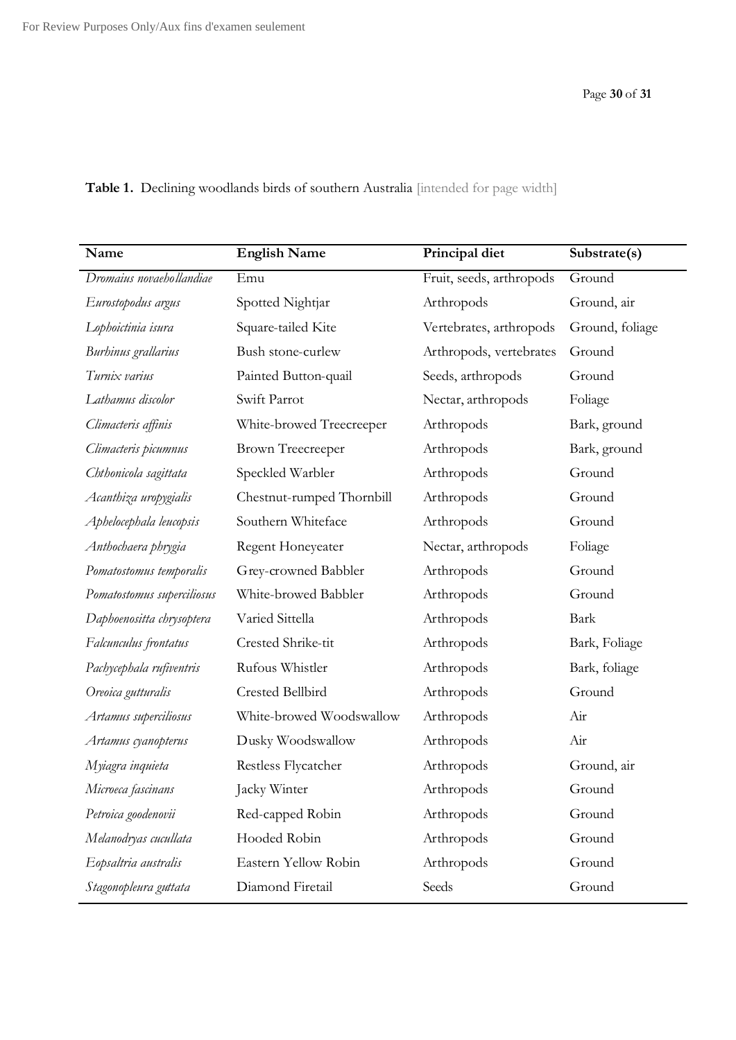**Table 1.** Declining woodlands birds of southern Australia [intended for page width]

| Name | English Name | Principal diet | Substrate(s) |
|---|---|---|---|
| *Dromaius novaehollandiae* | Emu | Fruit, seeds, arthropods | Ground |
| *Eurostopodus argus* | Spotted Nightjar | Arthropods | Ground, air |
| *Lophoictinia isura* | Square-tailed Kite | Vertebrates, arthropods | Ground, foliage |
| *Burhinus grallarius* | Bush stone-curlew | Arthropods, vertebrates | Ground |
| *Turnix varius* | Painted Button-quail | Seeds, arthropods | Ground |
| *Lathamus discolor* | Swift Parrot | Nectar, arthropods | Foliage |
| *Climacteris affinis* | White-browed Treecreeper | Arthropods | Bark, ground |
| *Climacteris picumnus* | Brown Treecreeper | Arthropods | Bark, ground |
| *Chthonicola sagittata* | Speckled Warbler | Arthropods | Ground |
| *Acanthiza uropygialis* | Chestnut-rumped Thornbill | Arthropods | Ground |
| *Aphelocephala leucopsis* | Southern Whiteface | Arthropods | Ground |
| *Anthochaera phrygia* | Regent Honeyeater | Nectar, arthropods | Foliage |
| *Pomatostomus temporalis* | Grey-crowned Babbler | Arthropods | Ground |
| *Pomatostomus superciliosus* | White-browed Babbler | Arthropods | Ground |
| *Daphoenositta chrysoptera* | Varied Sittella | Arthropods | Bark |
| *Falcunculus frontatus* | Crested Shrike-tit | Arthropods | Bark, Foliage |
| *Pachycephala rufiventris* | Rufous Whistler | Arthropods | Bark, foliage |
| *Oreoica gutturalis* | Crested Bellbird | Arthropods | Ground |
| *Artamus superciliosus* | White-browed Woodswallow | Arthropods | Air |
| *Artamus cyanopterus* | Dusky Woodswallow | Arthropods | Air |
| *Myiagra inquieta* | Restless Flycatcher | Arthropods | Ground, air |
| *Microeca fascinans* | Jacky Winter | Arthropods | Ground |
| *Petroica goodenovii* | Red-capped Robin | Arthropods | Ground |
| *Melanodryas cucullata* | Hooded Robin | Arthropods | Ground |
| *Eopsaltria australis* | Eastern Yellow Robin | Arthropods | Ground |
| *Stagonopleura guttata* | Diamond Firetail | Seeds | Ground |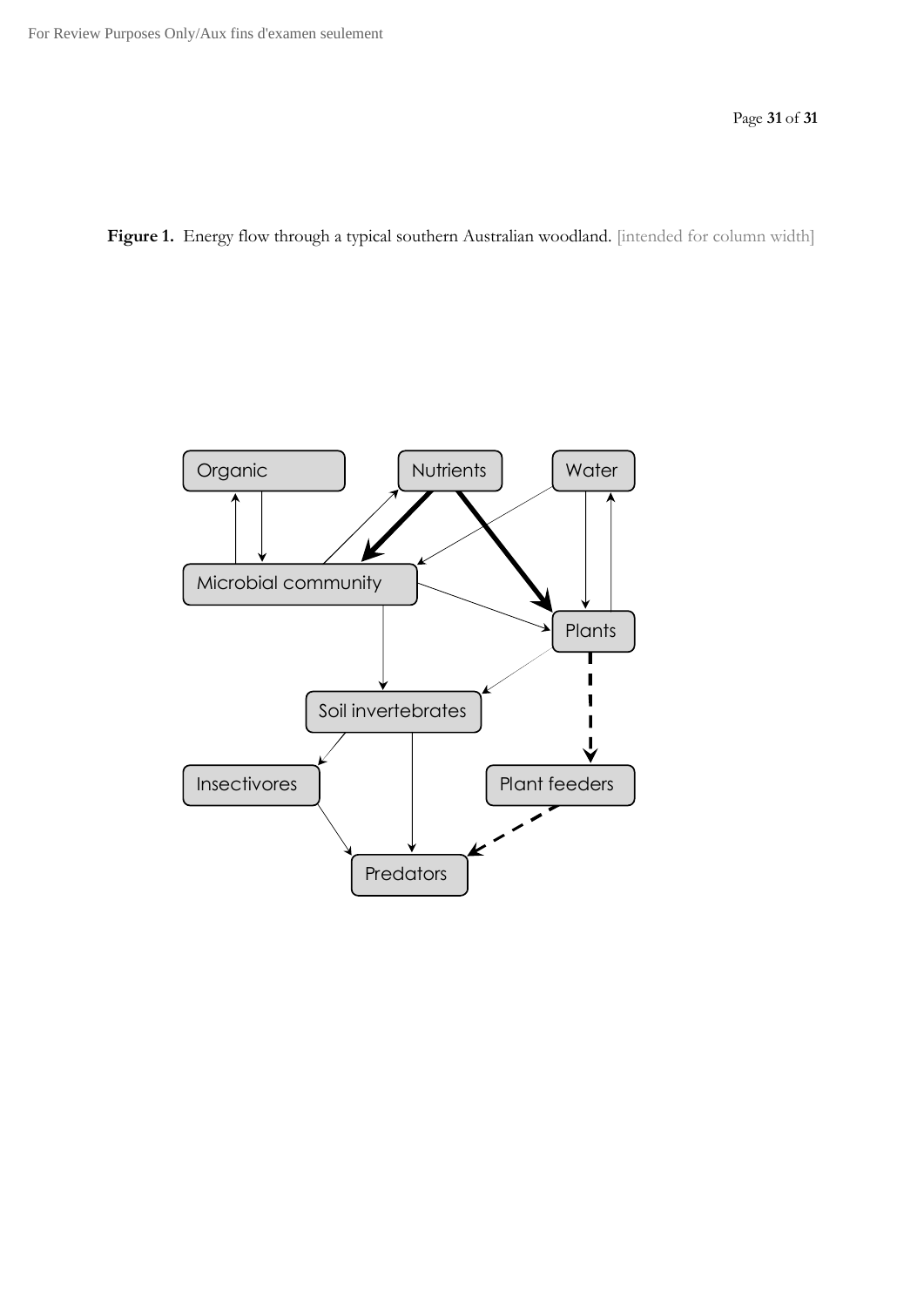**Figure 1.** Energy flow through a typical southern Australian woodland. [intended for column width]

Organic

Nutrients

Water

Microbial community

Plants

Soil invertebrates

Insectivores

Plant feeders

Predators